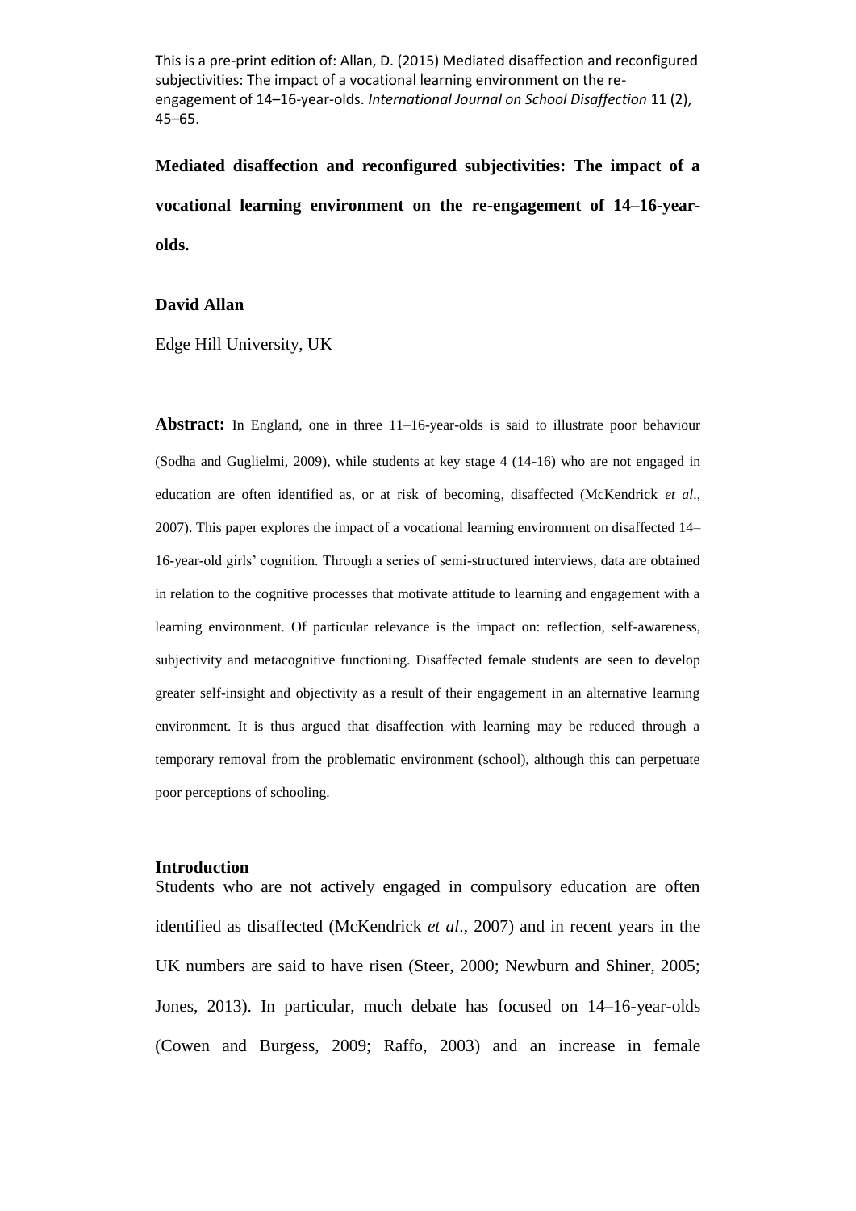This is a pre-print edition of: Allan, D. (2015) Mediated disaffection and reconfigured subjectivities: The impact of a vocational learning environment on the re-engagement of 14–16-year-olds. *International Journal on School Disaffection* 11 (2), 45–65.

# Mediated disaffection and reconfigured subjectivities: The impact of a vocational learning environment on the re-engagement of 14–16-year-olds.

**David Allan**

Edge Hill University, UK

**Abstract:** In England, one in three 11–16-year-olds is said to illustrate poor behaviour (Sodha and Guglielmi, 2009), while students at key stage 4 (14-16) who are not engaged in education are often identified as, or at risk of becoming, disaffected (McKendrick *et al*., 2007). This paper explores the impact of a vocational learning environment on disaffected 14–16-year-old girls' cognition. Through a series of semi-structured interviews, data are obtained in relation to the cognitive processes that motivate attitude to learning and engagement with a learning environment. Of particular relevance is the impact on: reflection, self-awareness, subjectivity and metacognitive functioning. Disaffected female students are seen to develop greater self-insight and objectivity as a result of their engagement in an alternative learning environment. It is thus argued that disaffection with learning may be reduced through a temporary removal from the problematic environment (school), although this can perpetuate poor perceptions of schooling.

## Introduction

Students who are not actively engaged in compulsory education are often identified as disaffected (McKendrick *et al*., 2007) and in recent years in the UK numbers are said to have risen (Steer, 2000; Newburn and Shiner, 2005; Jones, 2013). In particular, much debate has focused on 14–16-year-olds (Cowen and Burgess, 2009; Raffo, 2003) and an increase in female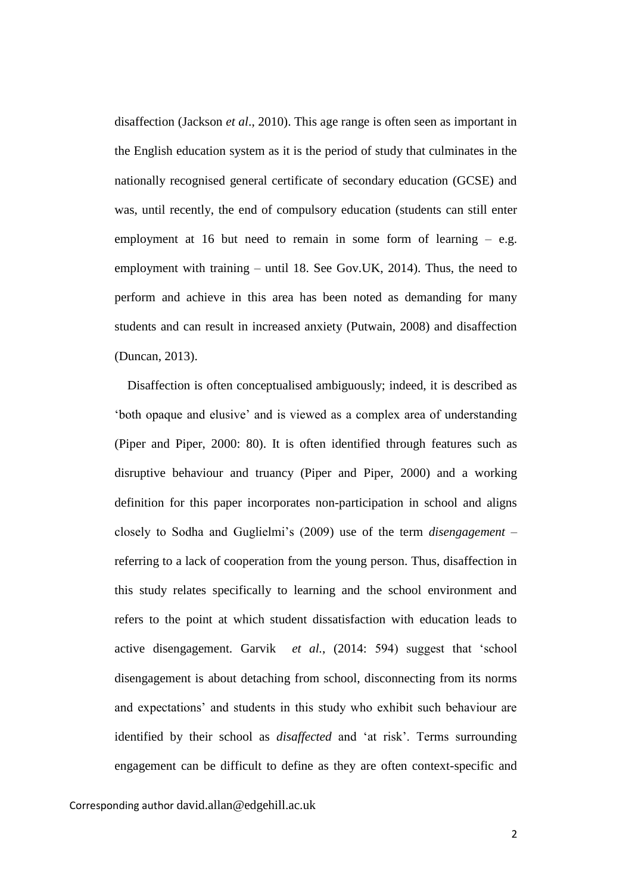disaffection (Jackson *et al*., 2010). This age range is often seen as important in the English education system as it is the period of study that culminates in the nationally recognised general certificate of secondary education (GCSE) and was, until recently, the end of compulsory education (students can still enter employment at 16 but need to remain in some form of learning – e.g. employment with training – until 18. See Gov.UK, 2014). Thus, the need to perform and achieve in this area has been noted as demanding for many students and can result in increased anxiety (Putwain, 2008) and disaffection (Duncan, 2013).

Disaffection is often conceptualised ambiguously; indeed, it is described as 'both opaque and elusive' and is viewed as a complex area of understanding (Piper and Piper, 2000: 80). It is often identified through features such as disruptive behaviour and truancy (Piper and Piper, 2000) and a working definition for this paper incorporates non-participation in school and aligns closely to Sodha and Guglielmi's (2009) use of the term *disengagement* – referring to a lack of cooperation from the young person. Thus, disaffection in this study relates specifically to learning and the school environment and refers to the point at which student dissatisfaction with education leads to active disengagement. Garvik *et al*., (2014: 594) suggest that 'school disengagement is about detaching from school, disconnecting from its norms and expectations' and students in this study who exhibit such behaviour are identified by their school as *disaffected* and 'at risk'. Terms surrounding engagement can be difficult to define as they are often context-specific and

Corresponding author david.allan@edgehill.ac.uk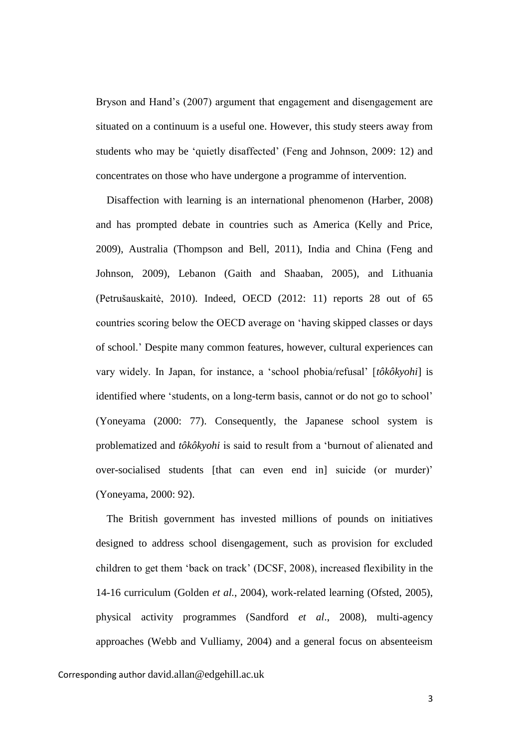Bryson and Hand's (2007) argument that engagement and disengagement are situated on a continuum is a useful one. However, this study steers away from students who may be 'quietly disaffected' (Feng and Johnson, 2009: 12) and concentrates on those who have undergone a programme of intervention.

Disaffection with learning is an international phenomenon (Harber, 2008) and has prompted debate in countries such as America (Kelly and Price, 2009), Australia (Thompson and Bell, 2011), India and China (Feng and Johnson, 2009), Lebanon (Gaith and Shaaban, 2005), and Lithuania (Petrušauskaitė, 2010). Indeed, OECD (2012: 11) reports 28 out of 65 countries scoring below the OECD average on 'having skipped classes or days of school.' Despite many common features, however, cultural experiences can vary widely. In Japan, for instance, a 'school phobia/refusal' [*tôkôkyohi*] is identified where 'students, on a long-term basis, cannot or do not go to school' (Yoneyama (2000: 77). Consequently, the Japanese school system is problematized and *tôkôkyohi* is said to result from a 'burnout of alienated and over-socialised students [that can even end in] suicide (or murder)' (Yoneyama, 2000: 92).

The British government has invested millions of pounds on initiatives designed to address school disengagement, such as provision for excluded children to get them 'back on track' (DCSF, 2008), increased flexibility in the 14-16 curriculum (Golden *et al.*, 2004), work-related learning (Ofsted, 2005), physical activity programmes (Sandford *et al*., 2008), multi-agency approaches (Webb and Vulliamy, 2004) and a general focus on absenteeism

Corresponding author david.allan@edgehill.ac.uk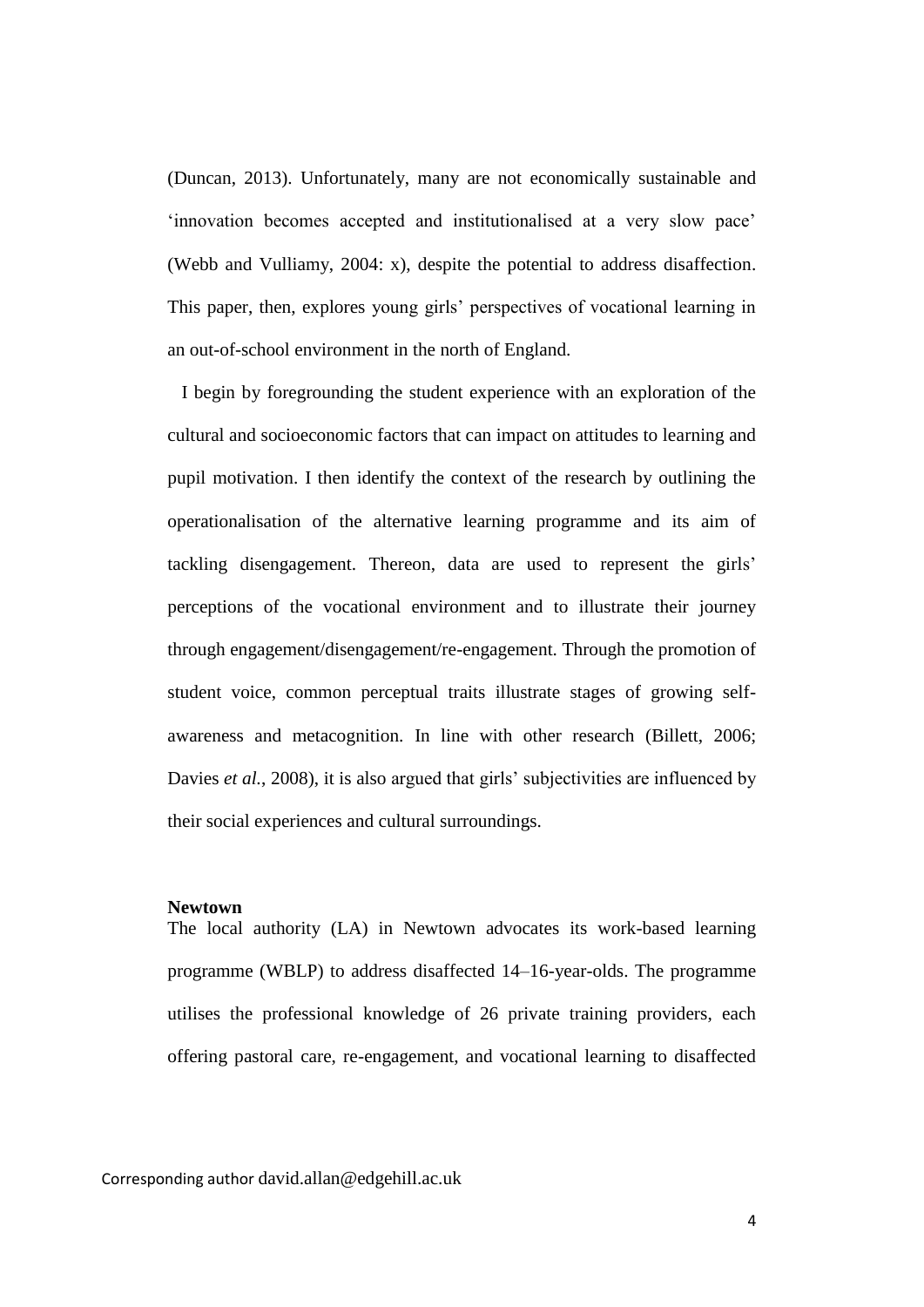(Duncan, 2013). Unfortunately, many are not economically sustainable and 'innovation becomes accepted and institutionalised at a very slow pace' (Webb and Vulliamy, 2004: x), despite the potential to address disaffection. This paper, then, explores young girls' perspectives of vocational learning in an out-of-school environment in the north of England.

I begin by foregrounding the student experience with an exploration of the cultural and socioeconomic factors that can impact on attitudes to learning and pupil motivation. I then identify the context of the research by outlining the operationalisation of the alternative learning programme and its aim of tackling disengagement. Thereon, data are used to represent the girls' perceptions of the vocational environment and to illustrate their journey through engagement/disengagement/re-engagement. Through the promotion of student voice, common perceptual traits illustrate stages of growing self-awareness and metacognition. In line with other research (Billett, 2006; Davies *et al.*, 2008), it is also argued that girls' subjectivities are influenced by their social experiences and cultural surroundings.

**Newtown**

The local authority (LA) in Newtown advocates its work-based learning programme (WBLP) to address disaffected 14–16-year-olds. The programme utilises the professional knowledge of 26 private training providers, each offering pastoral care, re-engagement, and vocational learning to disaffected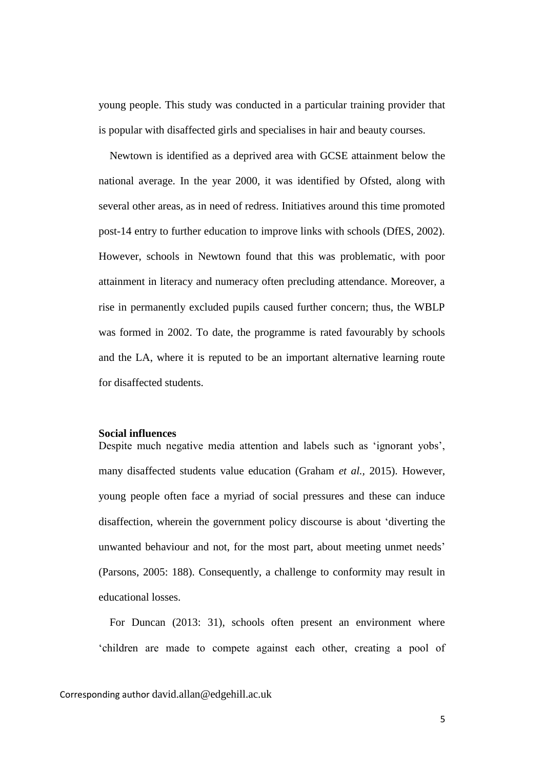young people. This study was conducted in a particular training provider that is popular with disaffected girls and specialises in hair and beauty courses.

Newtown is identified as a deprived area with GCSE attainment below the national average. In the year 2000, it was identified by Ofsted, along with several other areas, as in need of redress. Initiatives around this time promoted post-14 entry to further education to improve links with schools (DfES, 2002). However, schools in Newtown found that this was problematic, with poor attainment in literacy and numeracy often precluding attendance. Moreover, a rise in permanently excluded pupils caused further concern; thus, the WBLP was formed in 2002. To date, the programme is rated favourably by schools and the LA, where it is reputed to be an important alternative learning route for disaffected students.

**Social influences**

Despite much negative media attention and labels such as 'ignorant yobs', many disaffected students value education (Graham *et al.,* 2015). However, young people often face a myriad of social pressures and these can induce disaffection, wherein the government policy discourse is about 'diverting the unwanted behaviour and not, for the most part, about meeting unmet needs' (Parsons, 2005: 188). Consequently, a challenge to conformity may result in educational losses.

For Duncan (2013: 31), schools often present an environment where 'children are made to compete against each other, creating a pool of

Corresponding author david.allan@edgehill.ac.uk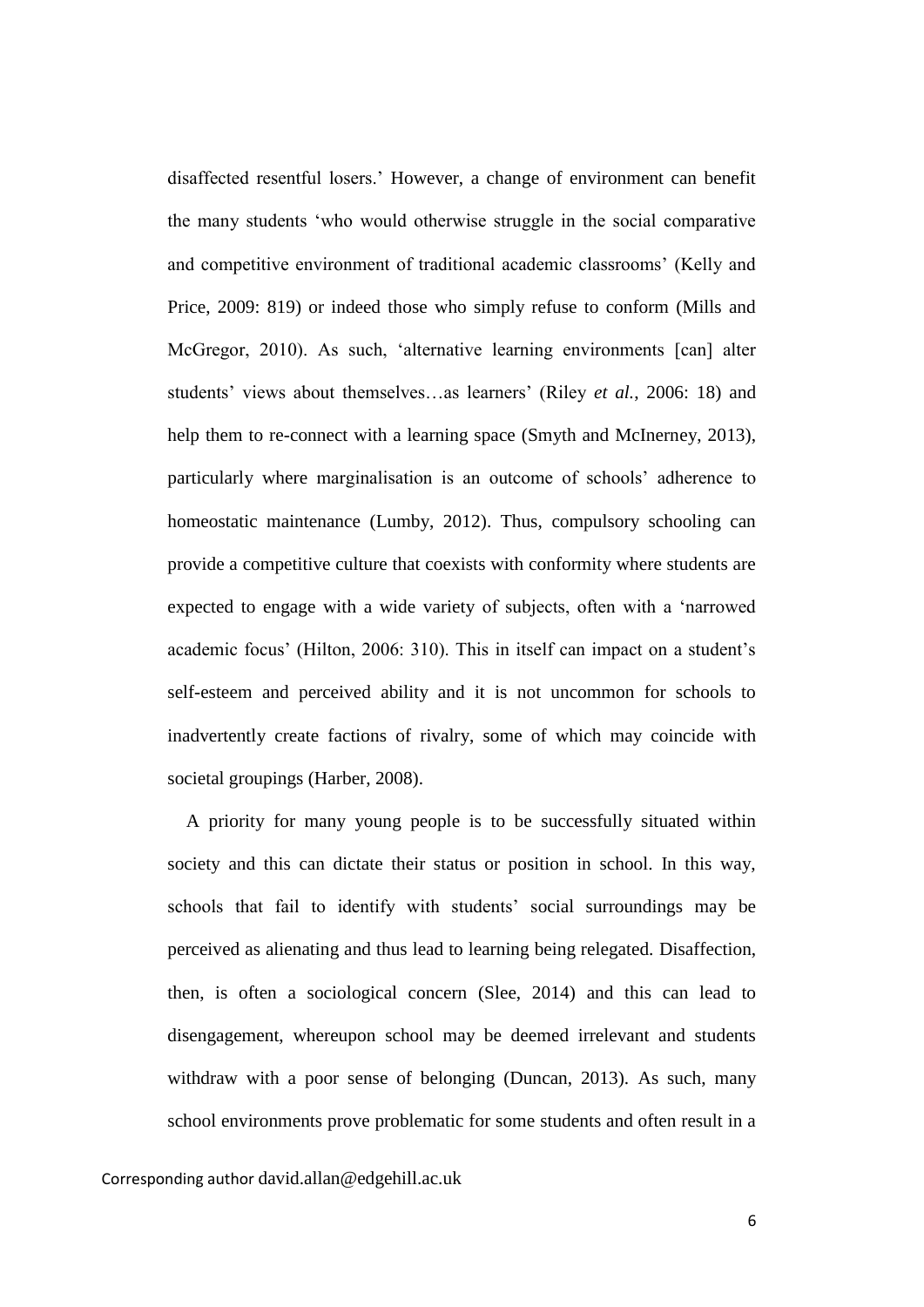disaffected resentful losers.' However, a change of environment can benefit the many students 'who would otherwise struggle in the social comparative and competitive environment of traditional academic classrooms' (Kelly and Price, 2009: 819) or indeed those who simply refuse to conform (Mills and McGregor, 2010). As such, 'alternative learning environments [can] alter students' views about themselves…as learners' (Riley *et al.*, 2006: 18) and help them to re-connect with a learning space (Smyth and McInerney, 2013), particularly where marginalisation is an outcome of schools' adherence to homeostatic maintenance (Lumby, 2012). Thus, compulsory schooling can provide a competitive culture that coexists with conformity where students are expected to engage with a wide variety of subjects, often with a 'narrowed academic focus' (Hilton, 2006: 310). This in itself can impact on a student's self-esteem and perceived ability and it is not uncommon for schools to inadvertently create factions of rivalry, some of which may coincide with societal groupings (Harber, 2008).

A priority for many young people is to be successfully situated within society and this can dictate their status or position in school. In this way, schools that fail to identify with students' social surroundings may be perceived as alienating and thus lead to learning being relegated. Disaffection, then, is often a sociological concern (Slee, 2014) and this can lead to disengagement, whereupon school may be deemed irrelevant and students withdraw with a poor sense of belonging (Duncan, 2013). As such, many school environments prove problematic for some students and often result in a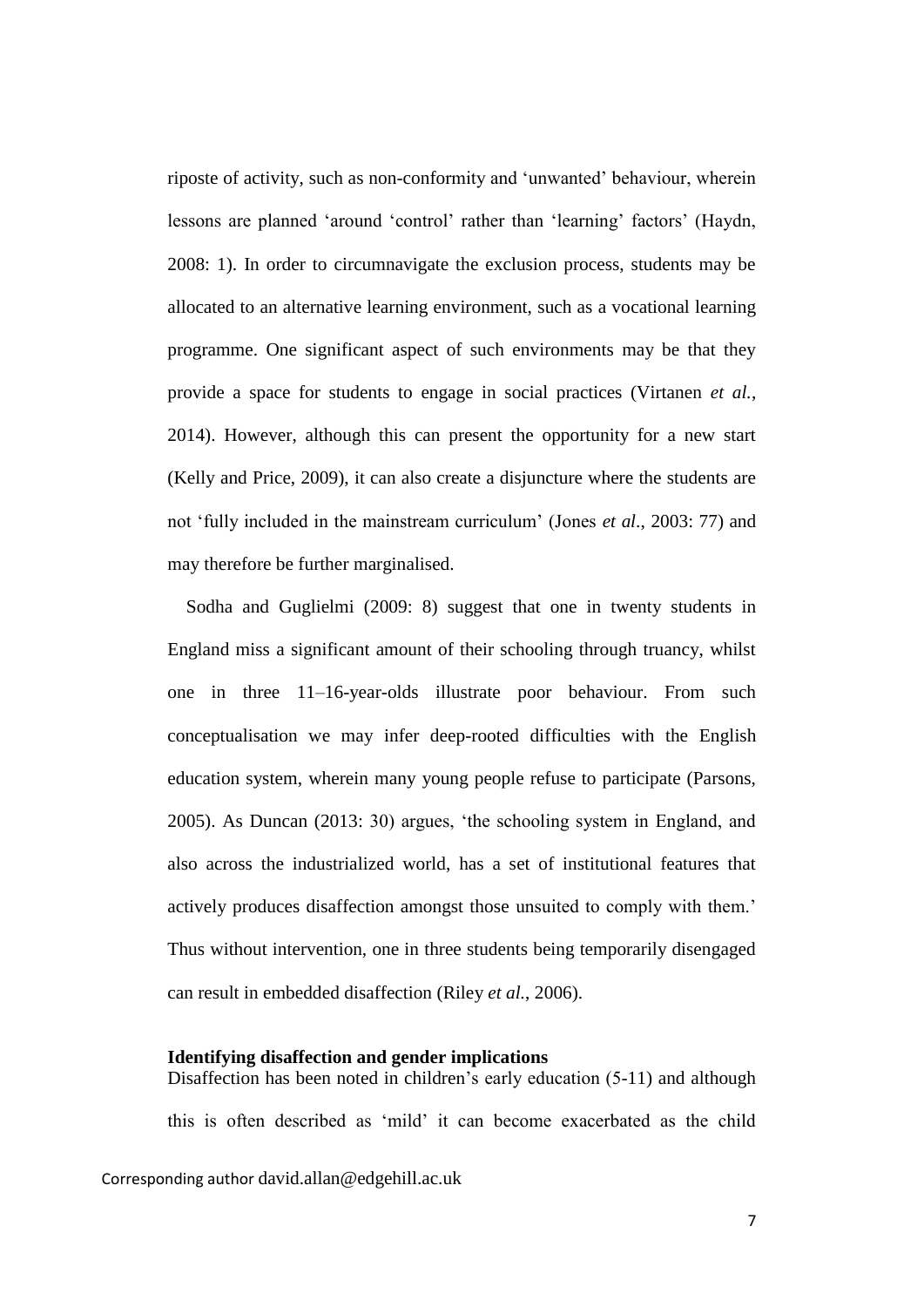riposte of activity, such as non-conformity and 'unwanted' behaviour, wherein lessons are planned 'around 'control' rather than 'learning' factors' (Haydn, 2008: 1). In order to circumnavigate the exclusion process, students may be allocated to an alternative learning environment, such as a vocational learning programme. One significant aspect of such environments may be that they provide a space for students to engage in social practices (Virtanen *et al.*, 2014). However, although this can present the opportunity for a new start (Kelly and Price, 2009), it can also create a disjuncture where the students are not 'fully included in the mainstream curriculum' (Jones *et al*., 2003: 77) and may therefore be further marginalised.

Sodha and Guglielmi (2009: 8) suggest that one in twenty students in England miss a significant amount of their schooling through truancy, whilst one in three 11–16-year-olds illustrate poor behaviour. From such conceptualisation we may infer deep-rooted difficulties with the English education system, wherein many young people refuse to participate (Parsons, 2005). As Duncan (2013: 30) argues, 'the schooling system in England, and also across the industrialized world, has a set of institutional features that actively produces disaffection amongst those unsuited to comply with them.' Thus without intervention, one in three students being temporarily disengaged can result in embedded disaffection (Riley *et al.*, 2006).

**Identifying disaffection and gender implications**

Disaffection has been noted in children's early education (5-11) and although this is often described as 'mild' it can become exacerbated as the child

Corresponding author david.allan@edgehill.ac.uk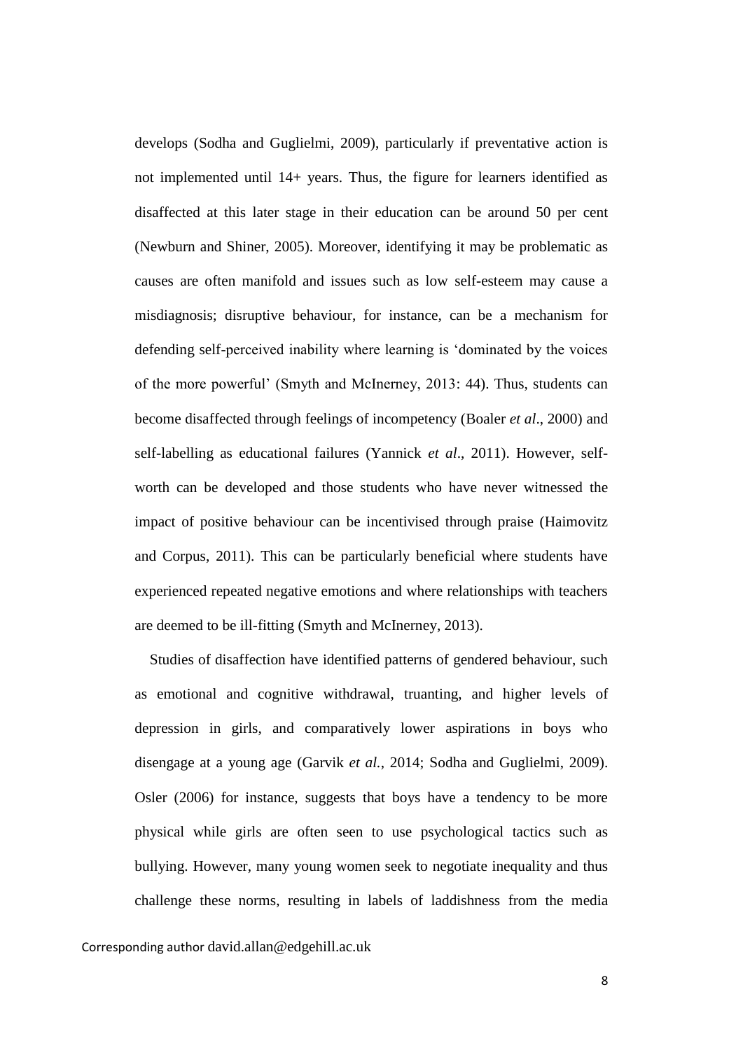develops (Sodha and Guglielmi, 2009), particularly if preventative action is not implemented until 14+ years. Thus, the figure for learners identified as disaffected at this later stage in their education can be around 50 per cent (Newburn and Shiner, 2005). Moreover, identifying it may be problematic as causes are often manifold and issues such as low self-esteem may cause a misdiagnosis; disruptive behaviour, for instance, can be a mechanism for defending self-perceived inability where learning is 'dominated by the voices of the more powerful' (Smyth and McInerney, 2013: 44). Thus, students can become disaffected through feelings of incompetency (Boaler *et al*., 2000) and self-labelling as educational failures (Yannick *et al*., 2011). However, self-worth can be developed and those students who have never witnessed the impact of positive behaviour can be incentivised through praise (Haimovitz and Corpus, 2011). This can be particularly beneficial where students have experienced repeated negative emotions and where relationships with teachers are deemed to be ill-fitting (Smyth and McInerney, 2013).

Studies of disaffection have identified patterns of gendered behaviour, such as emotional and cognitive withdrawal, truanting, and higher levels of depression in girls, and comparatively lower aspirations in boys who disengage at a young age (Garvik *et al.*, 2014; Sodha and Guglielmi, 2009). Osler (2006) for instance, suggests that boys have a tendency to be more physical while girls are often seen to use psychological tactics such as bullying. However, many young women seek to negotiate inequality and thus challenge these norms, resulting in labels of laddishness from the media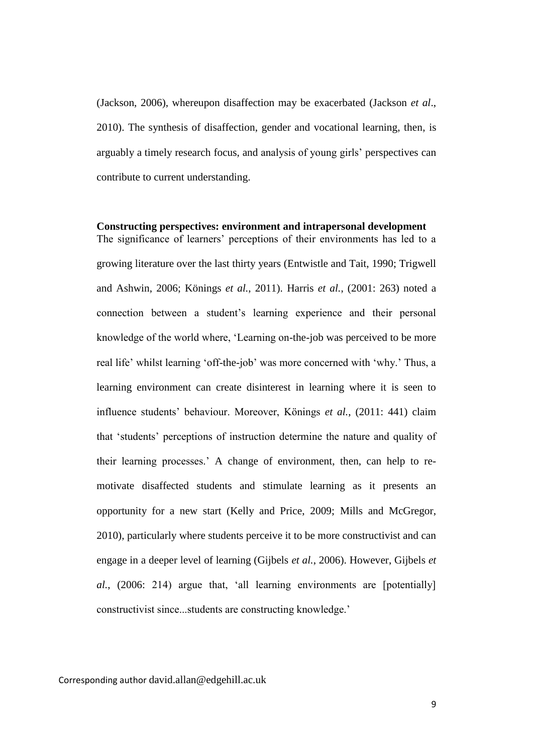(Jackson, 2006), whereupon disaffection may be exacerbated (Jackson *et al*., 2010). The synthesis of disaffection, gender and vocational learning, then, is arguably a timely research focus, and analysis of young girls' perspectives can contribute to current understanding.

**Constructing perspectives: environment and intrapersonal development**

The significance of learners' perceptions of their environments has led to a growing literature over the last thirty years (Entwistle and Tait, 1990; Trigwell and Ashwin, 2006; Könings *et al.*, 2011). Harris *et al.*, (2001: 263) noted a connection between a student's learning experience and their personal knowledge of the world where, 'Learning on-the-job was perceived to be more real life' whilst learning 'off-the-job' was more concerned with 'why.' Thus, a learning environment can create disinterest in learning where it is seen to influence students' behaviour. Moreover, Könings *et al.*, (2011: 441) claim that 'students' perceptions of instruction determine the nature and quality of their learning processes.' A change of environment, then, can help to re-motivate disaffected students and stimulate learning as it presents an opportunity for a new start (Kelly and Price, 2009; Mills and McGregor, 2010), particularly where students perceive it to be more constructivist and can engage in a deeper level of learning (Gijbels *et al.*, 2006). However, Gijbels *et al.*, (2006: 214) argue that, 'all learning environments are [potentially] constructivist since...students are constructing knowledge.'

Corresponding author david.allan@edgehill.ac.uk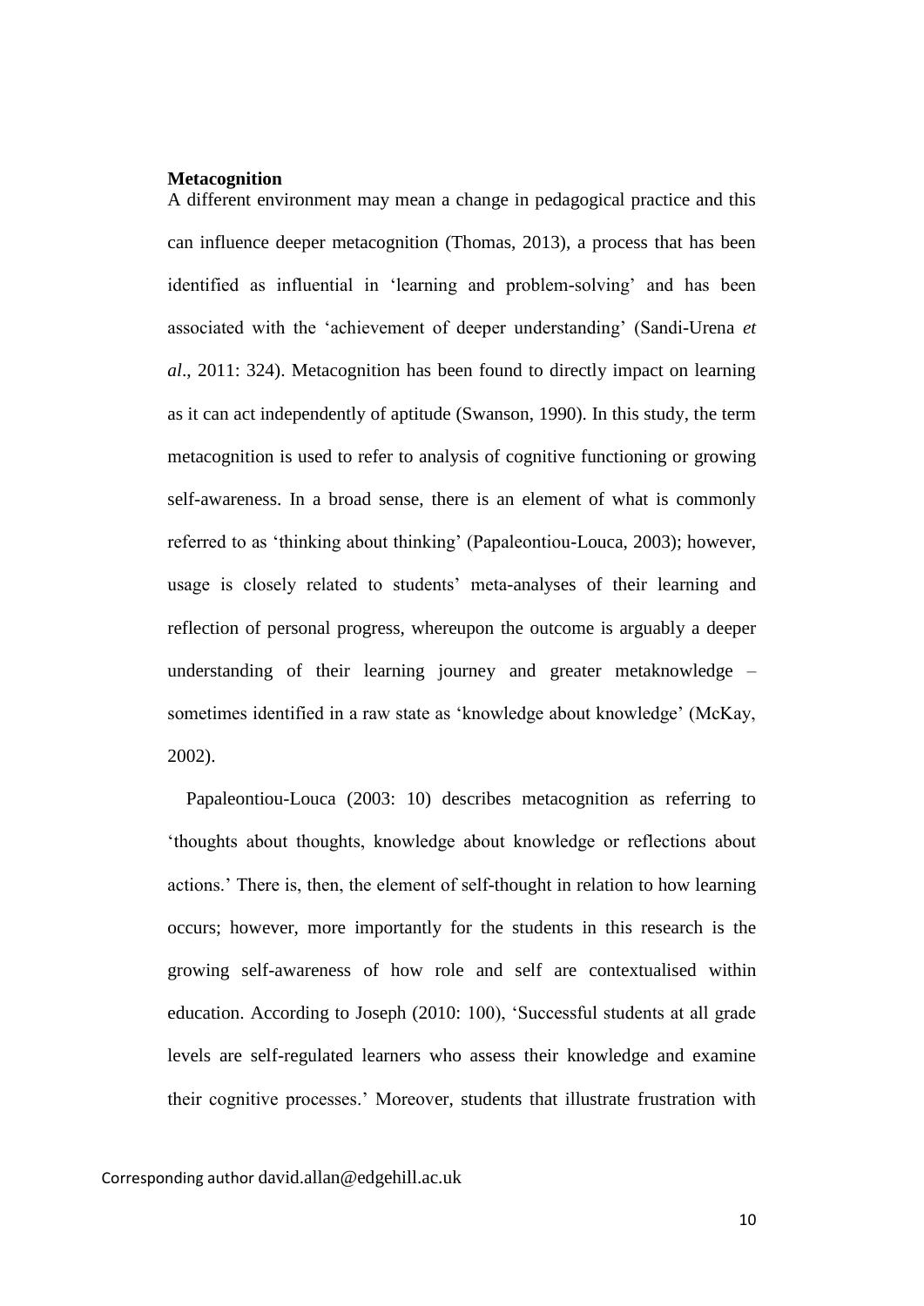**Metacognition**

A different environment may mean a change in pedagogical practice and this can influence deeper metacognition (Thomas, 2013), a process that has been identified as influential in 'learning and problem-solving' and has been associated with the 'achievement of deeper understanding' (Sandi-Urena *et al*., 2011: 324). Metacognition has been found to directly impact on learning as it can act independently of aptitude (Swanson, 1990). In this study, the term metacognition is used to refer to analysis of cognitive functioning or growing self-awareness. In a broad sense, there is an element of what is commonly referred to as 'thinking about thinking' (Papaleontiou-Louca, 2003); however, usage is closely related to students' meta-analyses of their learning and reflection of personal progress, whereupon the outcome is arguably a deeper understanding of their learning journey and greater metaknowledge – sometimes identified in a raw state as 'knowledge about knowledge' (McKay, 2002).

Papaleontiou-Louca (2003: 10) describes metacognition as referring to 'thoughts about thoughts, knowledge about knowledge or reflections about actions.' There is, then, the element of self-thought in relation to how learning occurs; however, more importantly for the students in this research is the growing self-awareness of how role and self are contextualised within education. According to Joseph (2010: 100), 'Successful students at all grade levels are self-regulated learners who assess their knowledge and examine their cognitive processes.' Moreover, students that illustrate frustration with

Corresponding author david.allan@edgehill.ac.uk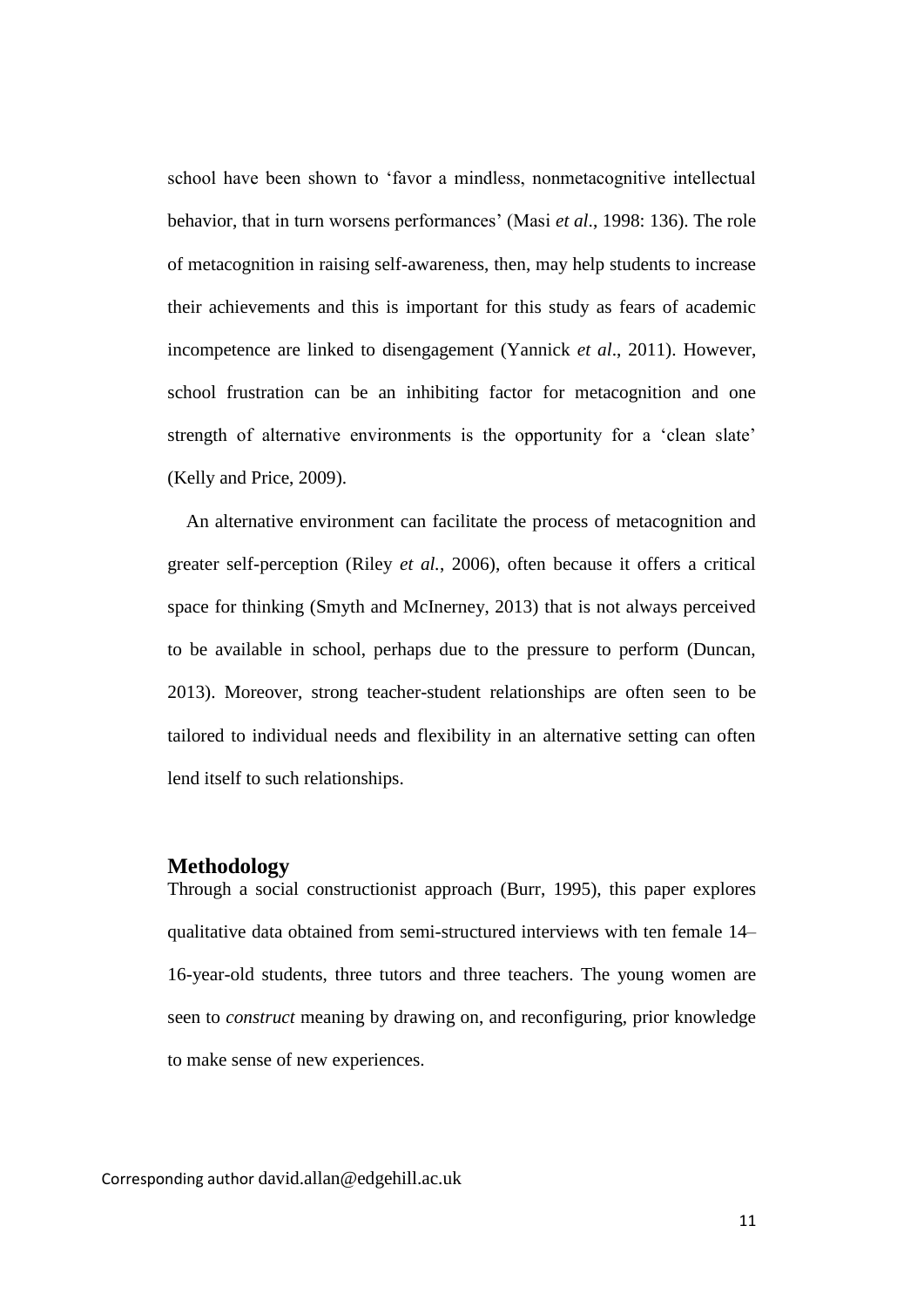school have been shown to 'favor a mindless, nonmetacognitive intellectual behavior, that in turn worsens performances' (Masi *et al*., 1998: 136). The role of metacognition in raising self-awareness, then, may help students to increase their achievements and this is important for this study as fears of academic incompetence are linked to disengagement (Yannick *et al*., 2011). However, school frustration can be an inhibiting factor for metacognition and one strength of alternative environments is the opportunity for a 'clean slate' (Kelly and Price, 2009).

An alternative environment can facilitate the process of metacognition and greater self-perception (Riley *et al.*, 2006), often because it offers a critical space for thinking (Smyth and McInerney, 2013) that is not always perceived to be available in school, perhaps due to the pressure to perform (Duncan, 2013). Moreover, strong teacher-student relationships are often seen to be tailored to individual needs and flexibility in an alternative setting can often lend itself to such relationships.

## Methodology

Through a social constructionist approach (Burr, 1995), this paper explores qualitative data obtained from semi-structured interviews with ten female 14–16-year-old students, three tutors and three teachers. The young women are seen to *construct* meaning by drawing on, and reconfiguring, prior knowledge to make sense of new experiences.

Corresponding author david.allan@edgehill.ac.uk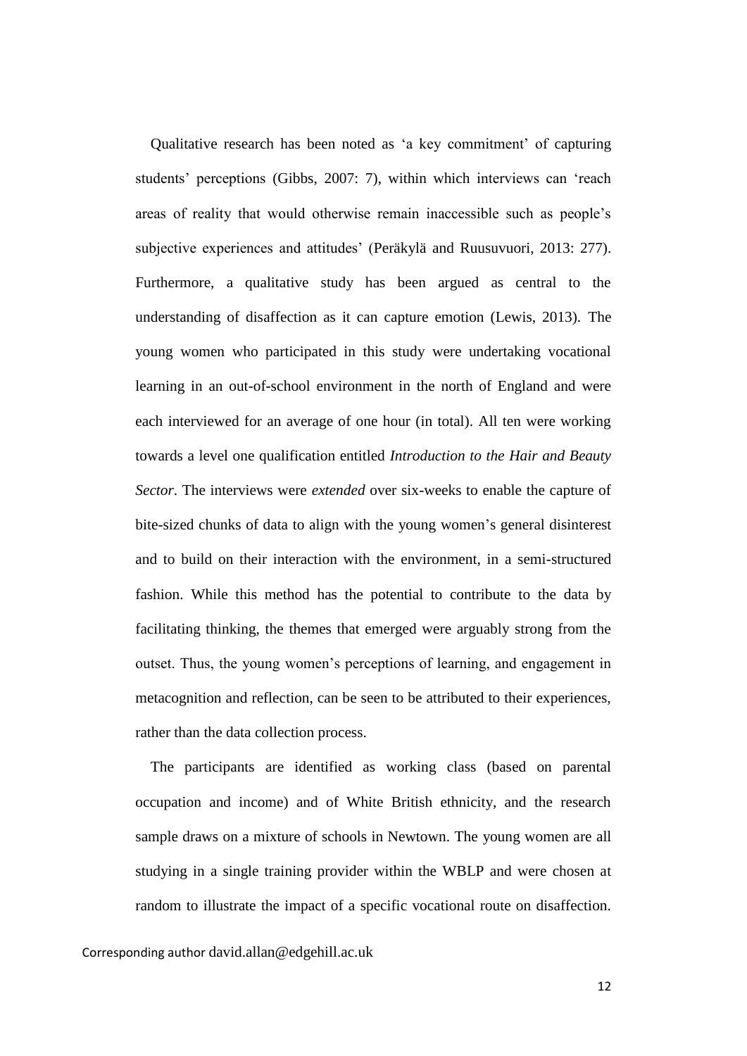Qualitative research has been noted as 'a key commitment' of capturing students' perceptions (Gibbs, 2007: 7), within which interviews can 'reach areas of reality that would otherwise remain inaccessible such as people's subjective experiences and attitudes' (Peräkylä and Ruusuvuori, 2013: 277). Furthermore, a qualitative study has been argued as central to the understanding of disaffection as it can capture emotion (Lewis, 2013). The young women who participated in this study were undertaking vocational learning in an out-of-school environment in the north of England and were each interviewed for an average of one hour (in total). All ten were working towards a level one qualification entitled *Introduction to the Hair and Beauty Sector*. The interviews were *extended* over six-weeks to enable the capture of bite-sized chunks of data to align with the young women's general disinterest and to build on their interaction with the environment, in a semi-structured fashion. While this method has the potential to contribute to the data by facilitating thinking, the themes that emerged were arguably strong from the outset. Thus, the young women's perceptions of learning, and engagement in metacognition and reflection, can be seen to be attributed to their experiences, rather than the data collection process.

The participants are identified as working class (based on parental occupation and income) and of White British ethnicity, and the research sample draws on a mixture of schools in Newtown. The young women are all studying in a single training provider within the WBLP and were chosen at random to illustrate the impact of a specific vocational route on disaffection.

Corresponding author david.allan@edgehill.ac.uk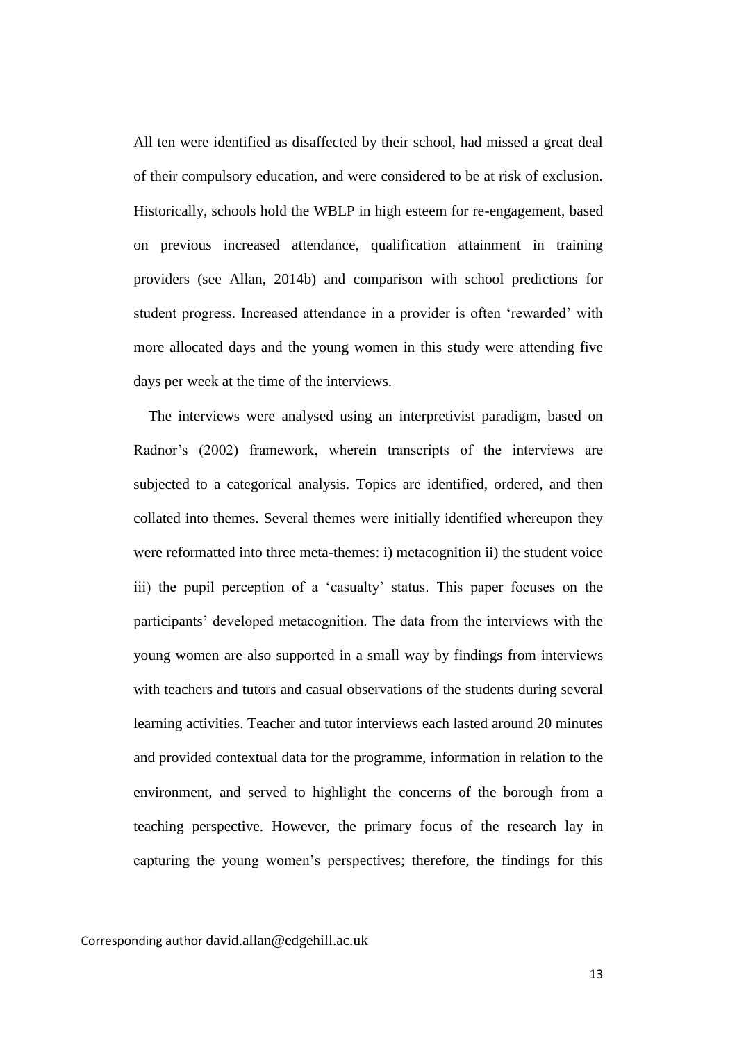All ten were identified as disaffected by their school, had missed a great deal of their compulsory education, and were considered to be at risk of exclusion. Historically, schools hold the WBLP in high esteem for re-engagement, based on previous increased attendance, qualification attainment in training providers (see Allan, 2014b) and comparison with school predictions for student progress. Increased attendance in a provider is often 'rewarded' with more allocated days and the young women in this study were attending five days per week at the time of the interviews.

The interviews were analysed using an interpretivist paradigm, based on Radnor's (2002) framework, wherein transcripts of the interviews are subjected to a categorical analysis. Topics are identified, ordered, and then collated into themes. Several themes were initially identified whereupon they were reformatted into three meta-themes: i) metacognition ii) the student voice iii) the pupil perception of a 'casualty' status. This paper focuses on the participants' developed metacognition. The data from the interviews with the young women are also supported in a small way by findings from interviews with teachers and tutors and casual observations of the students during several learning activities. Teacher and tutor interviews each lasted around 20 minutes and provided contextual data for the programme, information in relation to the environment, and served to highlight the concerns of the borough from a teaching perspective. However, the primary focus of the research lay in capturing the young women's perspectives; therefore, the findings for this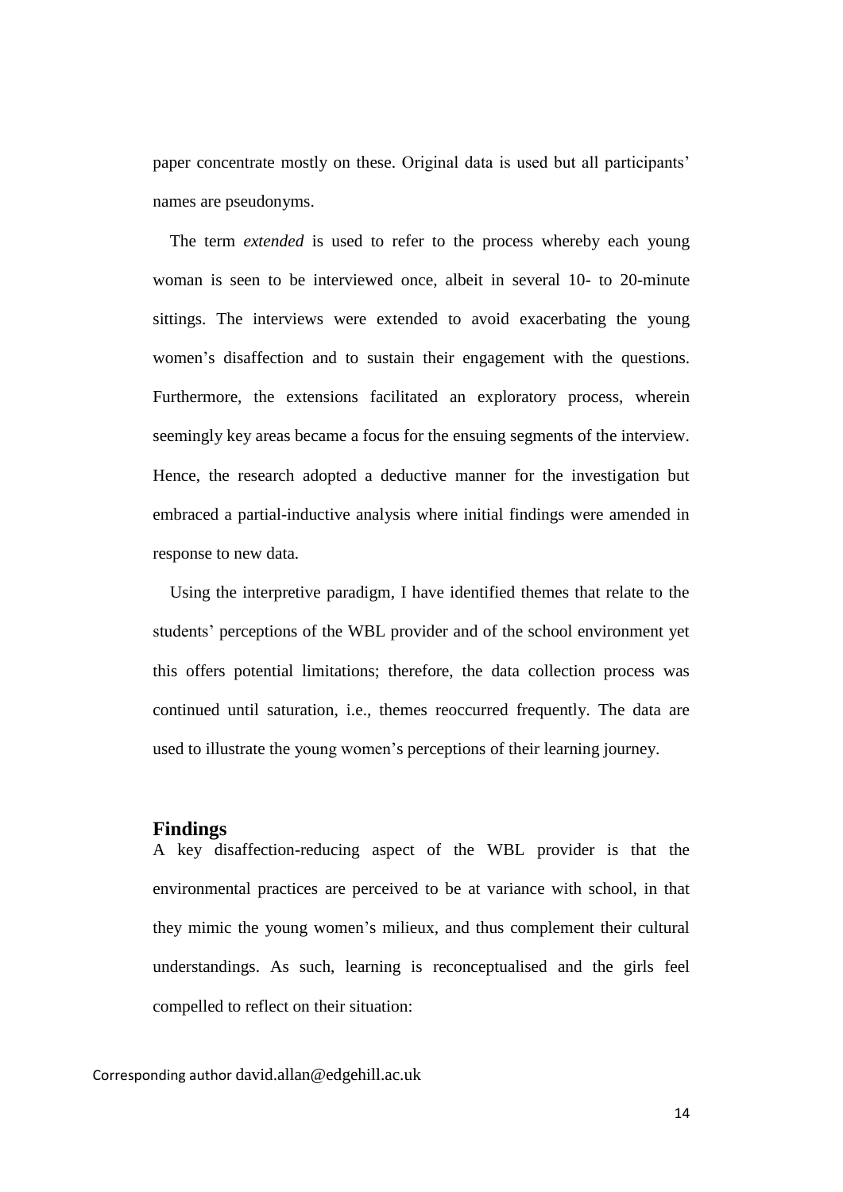paper concentrate mostly on these. Original data is used but all participants' names are pseudonyms.

The term *extended* is used to refer to the process whereby each young woman is seen to be interviewed once, albeit in several 10- to 20-minute sittings. The interviews were extended to avoid exacerbating the young women's disaffection and to sustain their engagement with the questions. Furthermore, the extensions facilitated an exploratory process, wherein seemingly key areas became a focus for the ensuing segments of the interview. Hence, the research adopted a deductive manner for the investigation but embraced a partial-inductive analysis where initial findings were amended in response to new data.

Using the interpretive paradigm, I have identified themes that relate to the students' perceptions of the WBL provider and of the school environment yet this offers potential limitations; therefore, the data collection process was continued until saturation, i.e., themes reoccurred frequently. The data are used to illustrate the young women's perceptions of their learning journey.

## Findings

A key disaffection-reducing aspect of the WBL provider is that the environmental practices are perceived to be at variance with school, in that they mimic the young women's milieux, and thus complement their cultural understandings. As such, learning is reconceptualised and the girls feel compelled to reflect on their situation:

Corresponding author david.allan@edgehill.ac.uk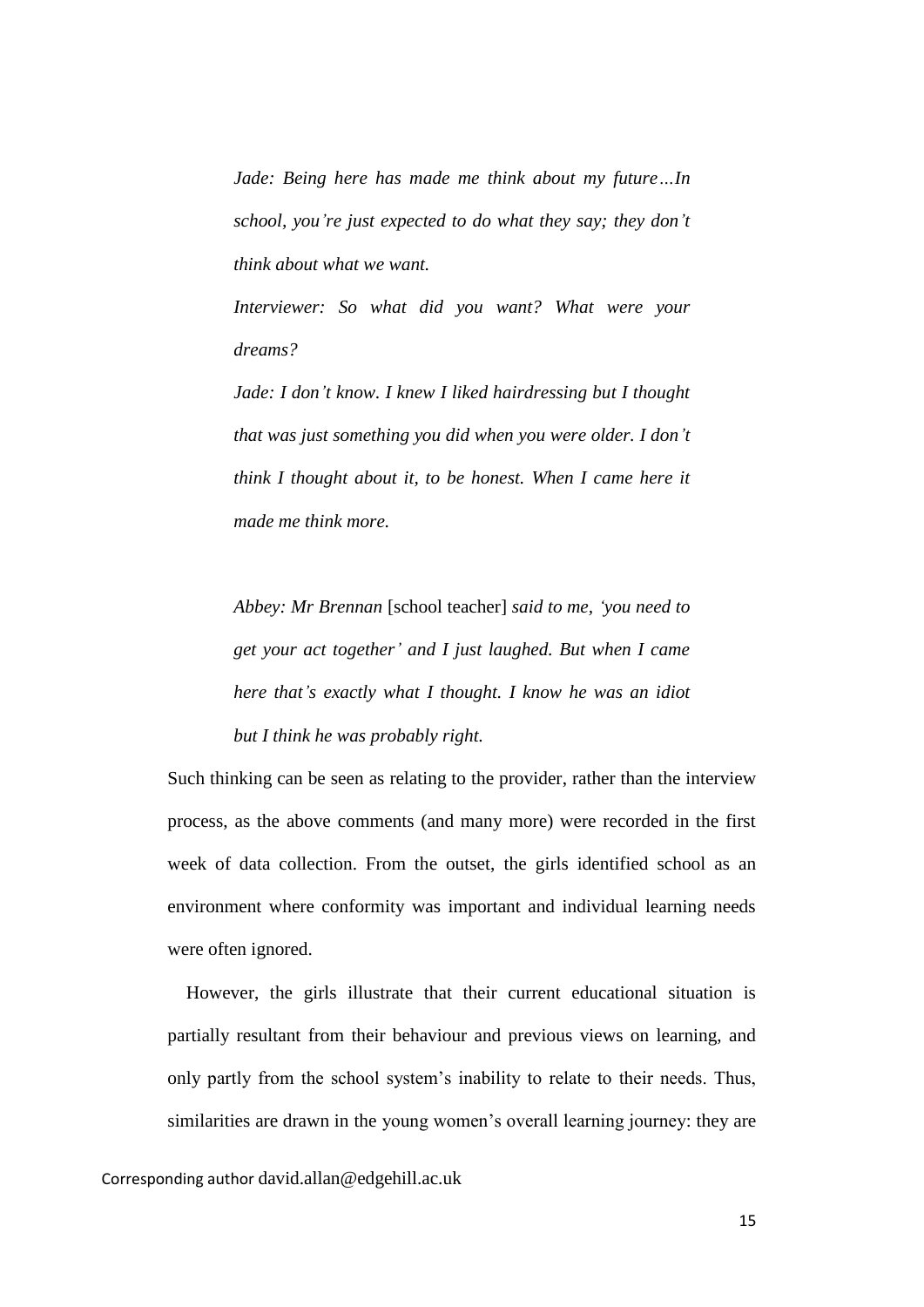> *Jade: Being here has made me think about my future…In school, you're just expected to do what they say; they don't think about what we want.*
>
> *Interviewer: So what did you want? What were your dreams?*
>
> *Jade: I don't know. I knew I liked hairdressing but I thought that was just something you did when you were older. I don't think I thought about it, to be honest. When I came here it made me think more.*

> *Abbey: Mr Brennan* [school teacher] *said to me, 'you need to get your act together' and I just laughed. But when I came here that's exactly what I thought. I know he was an idiot but I think he was probably right.*

Such thinking can be seen as relating to the provider, rather than the interview process, as the above comments (and many more) were recorded in the first week of data collection. From the outset, the girls identified school as an environment where conformity was important and individual learning needs were often ignored.

However, the girls illustrate that their current educational situation is partially resultant from their behaviour and previous views on learning, and only partly from the school system's inability to relate to their needs. Thus, similarities are drawn in the young women's overall learning journey: they are

Corresponding author david.allan@edgehill.ac.uk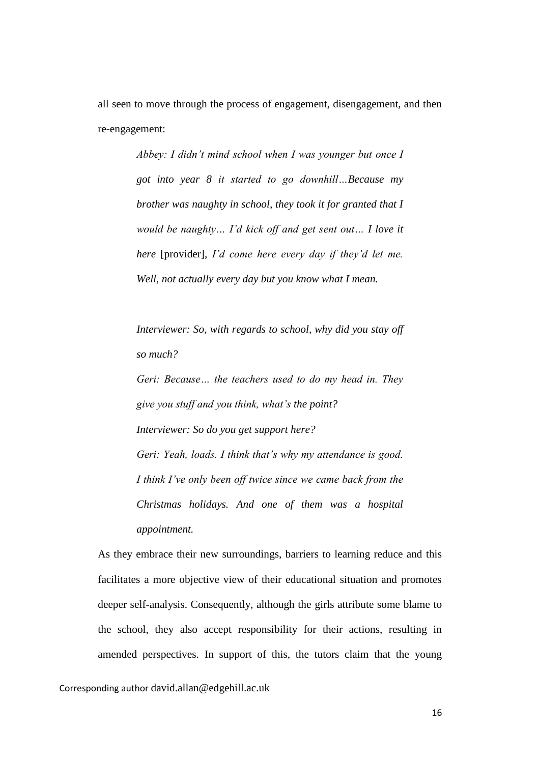all seen to move through the process of engagement, disengagement, and then re-engagement:

> *Abbey: I didn't mind school when I was younger but once I got into year 8 it started to go downhill…Because my brother was naughty in school, they took it for granted that I would be naughty… I'd kick off and get sent out… I love it here* [provider], *I'd come here every day if they'd let me. Well, not actually every day but you know what I mean.*

> *Interviewer: So, with regards to school, why did you stay off so much?*
>
> *Geri: Because… the teachers used to do my head in. They give you stuff and you think, what's the point?*
>
> *Interviewer: So do you get support here?*
>
> *Geri: Yeah, loads. I think that's why my attendance is good. I think I've only been off twice since we came back from the Christmas holidays. And one of them was a hospital appointment.*

As they embrace their new surroundings, barriers to learning reduce and this facilitates a more objective view of their educational situation and promotes deeper self-analysis. Consequently, although the girls attribute some blame to the school, they also accept responsibility for their actions, resulting in amended perspectives. In support of this, the tutors claim that the young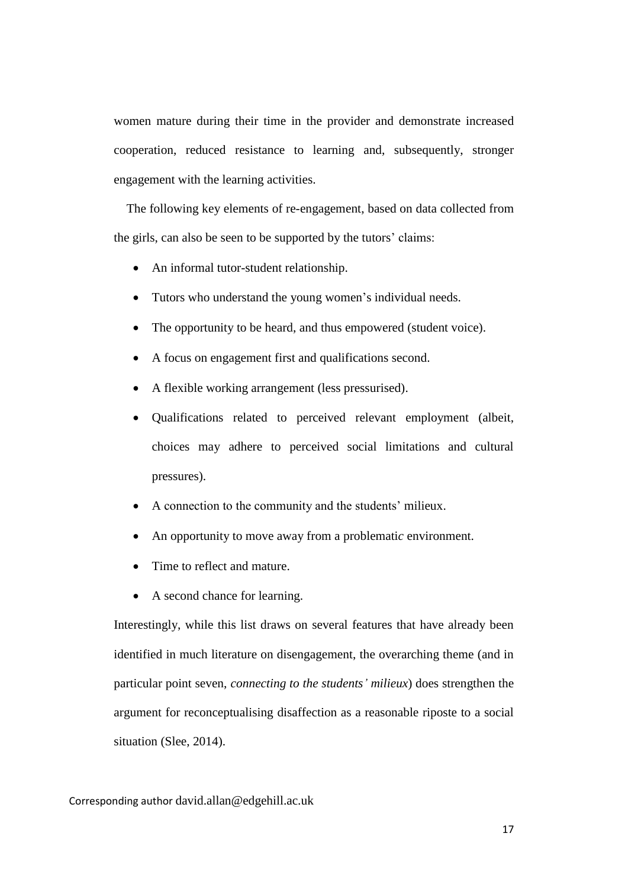women mature during their time in the provider and demonstrate increased cooperation, reduced resistance to learning and, subsequently, stronger engagement with the learning activities.

The following key elements of re-engagement, based on data collected from the girls, can also be seen to be supported by the tutors' claims:

- An informal tutor-student relationship.
- Tutors who understand the young women's individual needs.
- The opportunity to be heard, and thus empowered (student voice).
- A focus on engagement first and qualifications second.
- A flexible working arrangement (less pressurised).
- Qualifications related to perceived relevant employment (albeit, choices may adhere to perceived social limitations and cultural pressures).
- A connection to the community and the students' milieux.
- An opportunity to move away from a problematic environment.
- Time to reflect and mature.
- A second chance for learning.

Interestingly, while this list draws on several features that have already been identified in much literature on disengagement, the overarching theme (and in particular point seven, *connecting to the students' milieux*) does strengthen the argument for reconceptualising disaffection as a reasonable riposte to a social situation (Slee, 2014).

Corresponding author david.allan@edgehill.ac.uk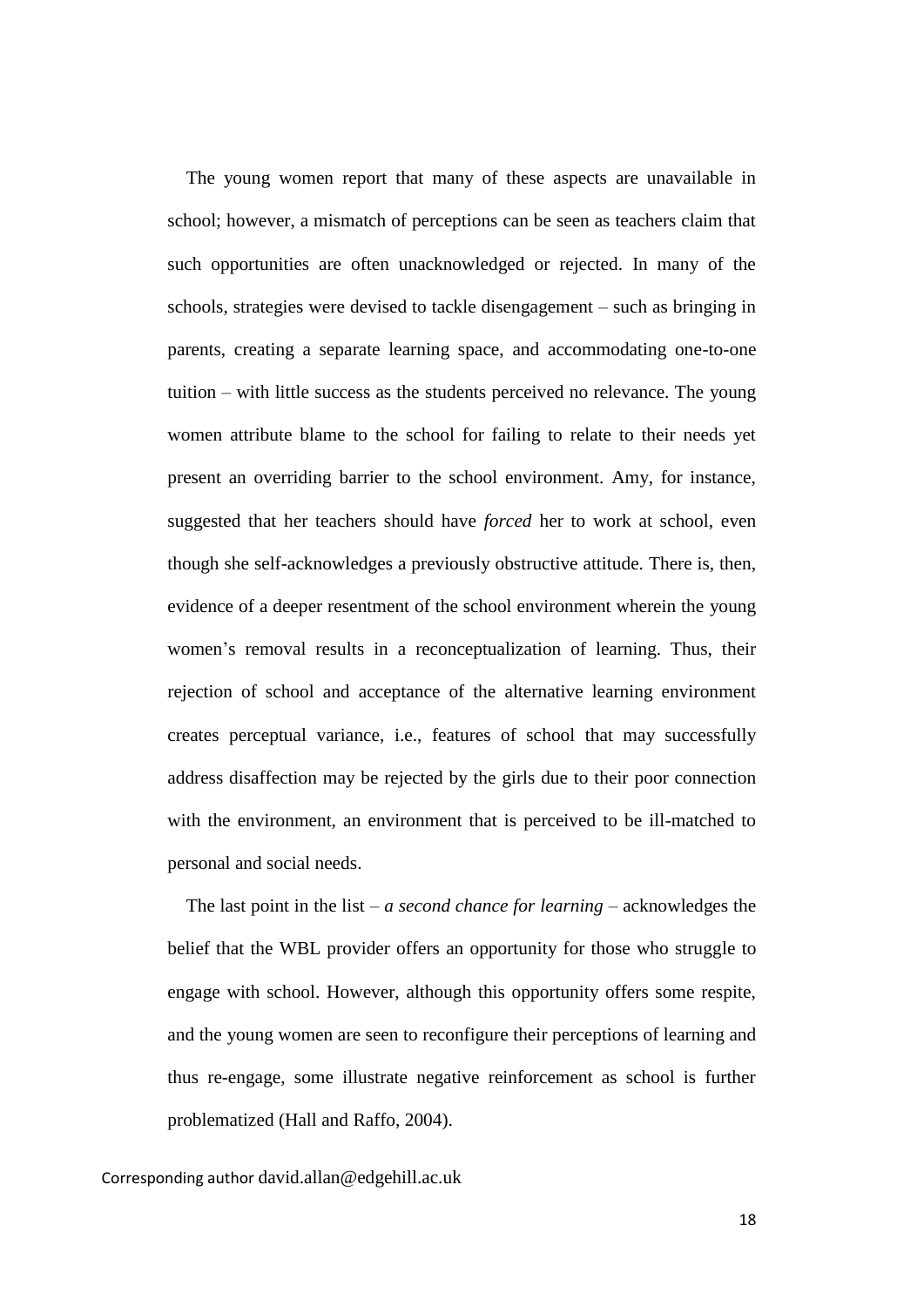The young women report that many of these aspects are unavailable in school; however, a mismatch of perceptions can be seen as teachers claim that such opportunities are often unacknowledged or rejected. In many of the schools, strategies were devised to tackle disengagement – such as bringing in parents, creating a separate learning space, and accommodating one-to-one tuition – with little success as the students perceived no relevance. The young women attribute blame to the school for failing to relate to their needs yet present an overriding barrier to the school environment. Amy, for instance, suggested that her teachers should have *forced* her to work at school, even though she self-acknowledges a previously obstructive attitude. There is, then, evidence of a deeper resentment of the school environment wherein the young women's removal results in a reconceptualization of learning. Thus, their rejection of school and acceptance of the alternative learning environment creates perceptual variance, i.e., features of school that may successfully address disaffection may be rejected by the girls due to their poor connection with the environment, an environment that is perceived to be ill-matched to personal and social needs.

The last point in the list – *a second chance for learning* – acknowledges the belief that the WBL provider offers an opportunity for those who struggle to engage with school. However, although this opportunity offers some respite, and the young women are seen to reconfigure their perceptions of learning and thus re-engage, some illustrate negative reinforcement as school is further problematized (Hall and Raffo, 2004).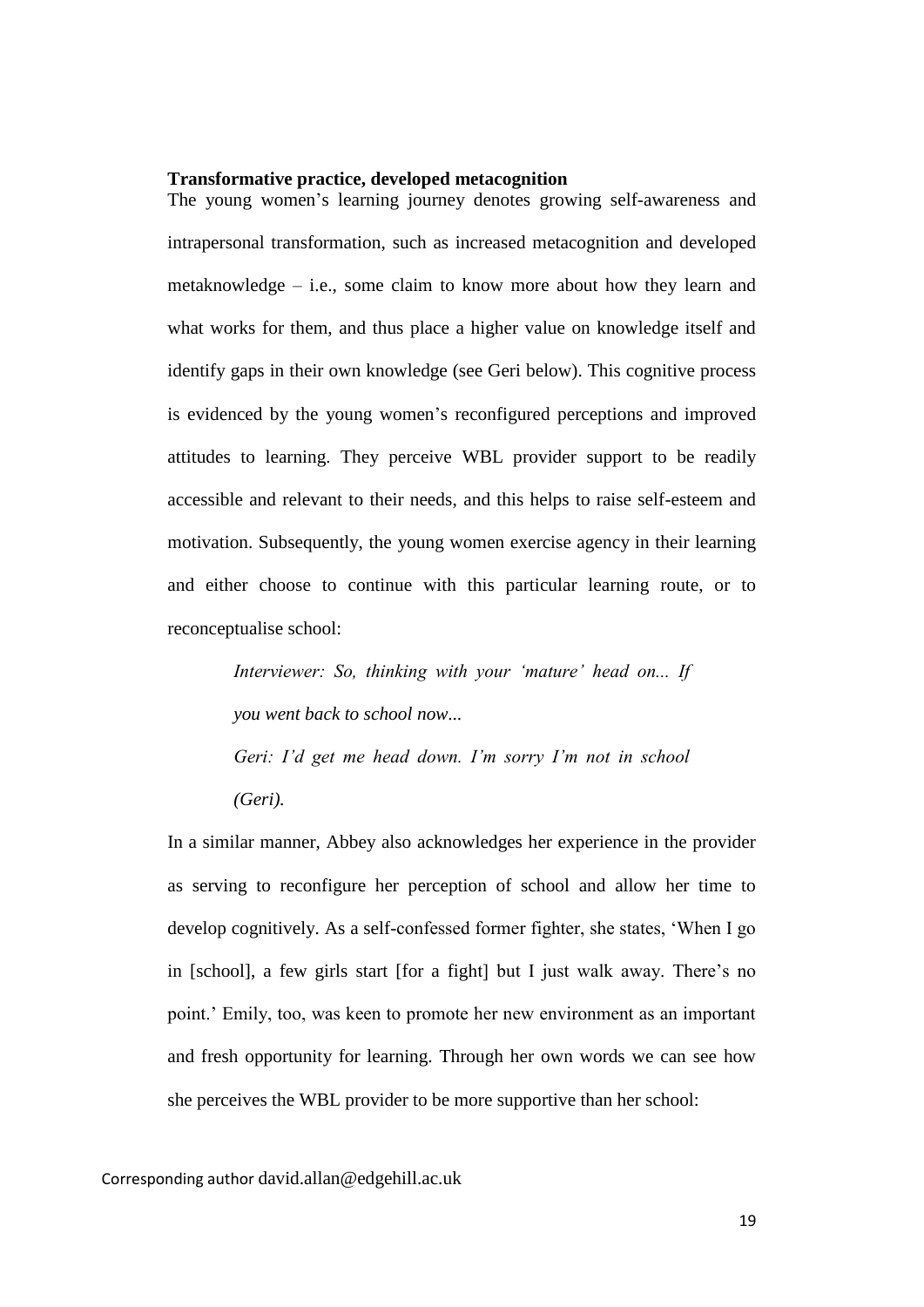**Transformative practice, developed metacognition**

The young women's learning journey denotes growing self-awareness and intrapersonal transformation, such as increased metacognition and developed metaknowledge – i.e., some claim to know more about how they learn and what works for them, and thus place a higher value on knowledge itself and identify gaps in their own knowledge (see Geri below). This cognitive process is evidenced by the young women's reconfigured perceptions and improved attitudes to learning. They perceive WBL provider support to be readily accessible and relevant to their needs, and this helps to raise self-esteem and motivation. Subsequently, the young women exercise agency in their learning and either choose to continue with this particular learning route, or to reconceptualise school:

> *Interviewer: So, thinking with your 'mature' head on... If you went back to school now...*
>
> *Geri: I'd get me head down. I'm sorry I'm not in school (Geri).*

In a similar manner, Abbey also acknowledges her experience in the provider as serving to reconfigure her perception of school and allow her time to develop cognitively. As a self-confessed former fighter, she states, 'When I go in [school], a few girls start [for a fight] but I just walk away. There's no point.' Emily, too, was keen to promote her new environment as an important and fresh opportunity for learning. Through her own words we can see how she perceives the WBL provider to be more supportive than her school: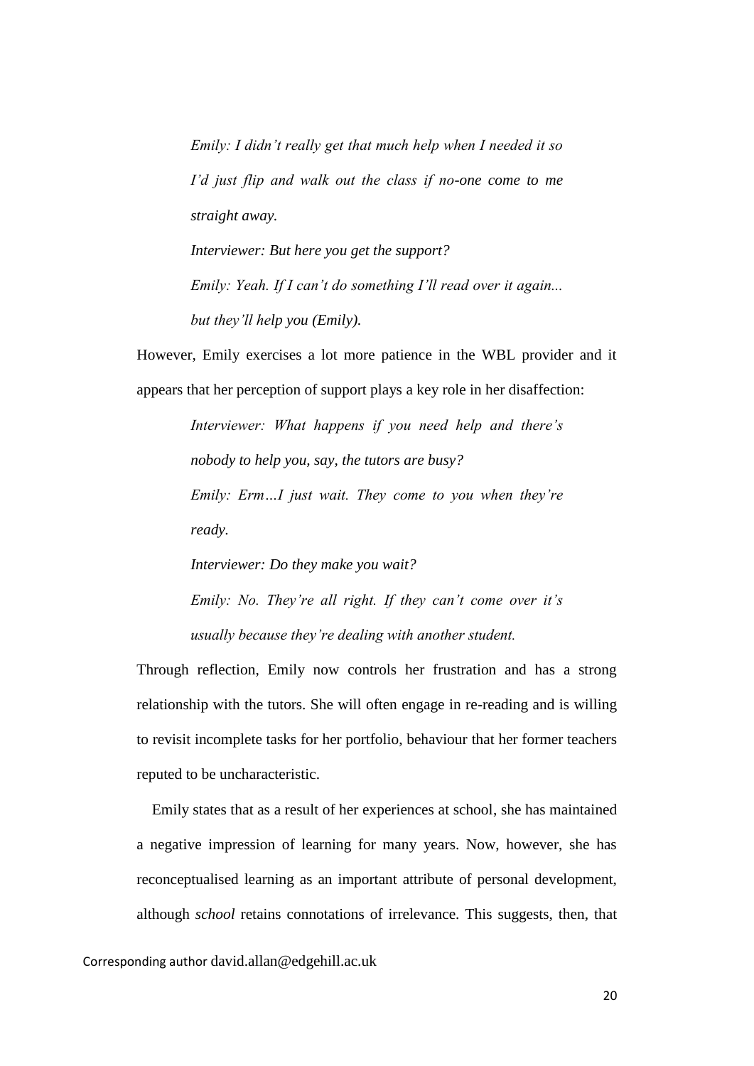> *Emily: I didn't really get that much help when I needed it so I'd just flip and walk out the class if no-one come to me straight away.*
>
> *Interviewer: But here you get the support?*
>
> *Emily: Yeah. If I can't do something I'll read over it again... but they'll help you (Emily).*

However, Emily exercises a lot more patience in the WBL provider and it appears that her perception of support plays a key role in her disaffection:

> *Interviewer: What happens if you need help and there's nobody to help you, say, the tutors are busy?*
>
> *Emily: Erm…I just wait. They come to you when they're ready.*
>
> *Interviewer: Do they make you wait?*
>
> *Emily: No. They're all right. If they can't come over it's usually because they're dealing with another student.*

Through reflection, Emily now controls her frustration and has a strong relationship with the tutors. She will often engage in re-reading and is willing to revisit incomplete tasks for her portfolio, behaviour that her former teachers reputed to be uncharacteristic.

Emily states that as a result of her experiences at school, she has maintained a negative impression of learning for many years. Now, however, she has reconceptualised learning as an important attribute of personal development, although *school* retains connotations of irrelevance. This suggests, then, that

Corresponding author david.allan@edgehill.ac.uk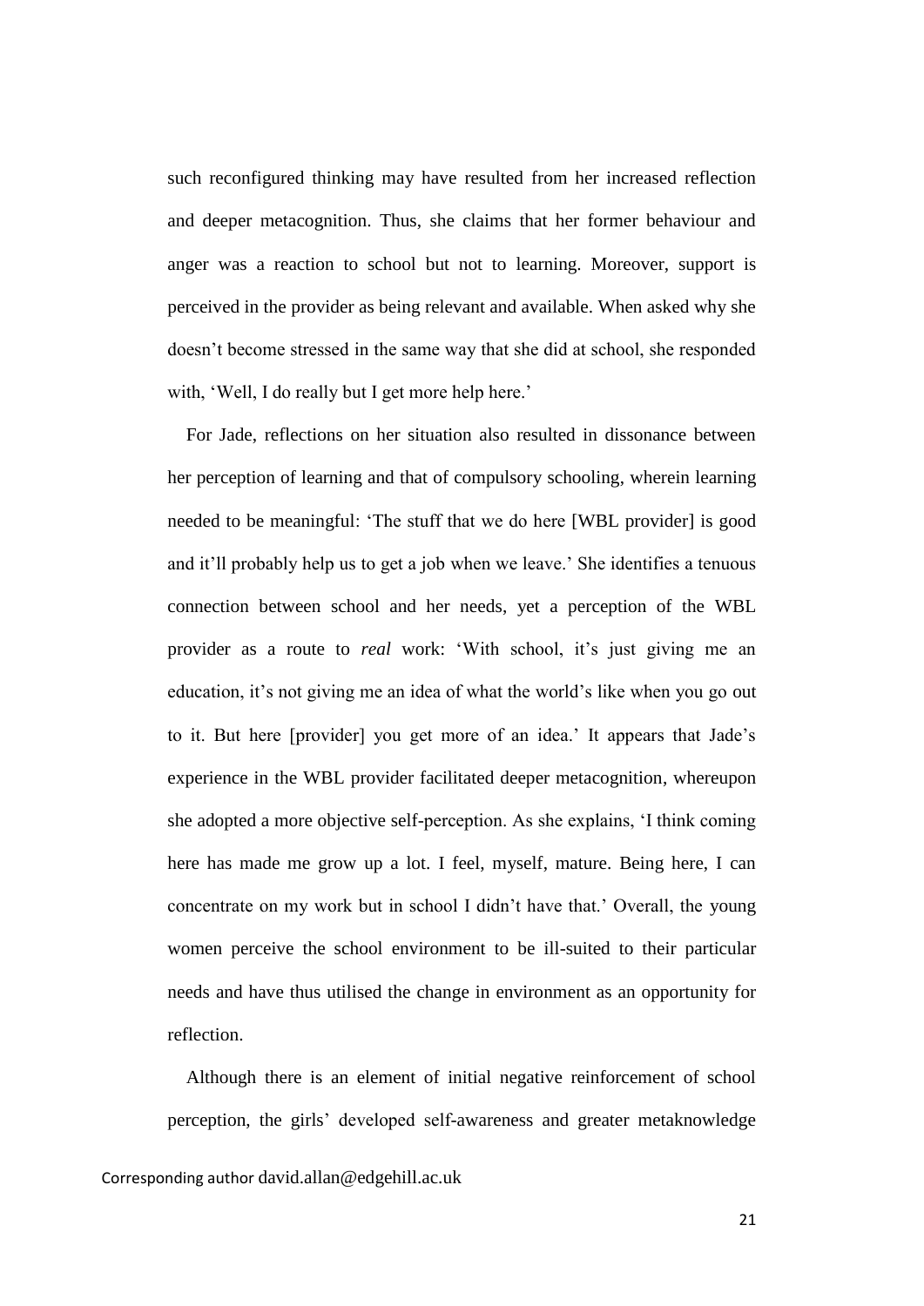such reconfigured thinking may have resulted from her increased reflection and deeper metacognition. Thus, she claims that her former behaviour and anger was a reaction to school but not to learning. Moreover, support is perceived in the provider as being relevant and available. When asked why she doesn't become stressed in the same way that she did at school, she responded with, 'Well, I do really but I get more help here.'

For Jade, reflections on her situation also resulted in dissonance between her perception of learning and that of compulsory schooling, wherein learning needed to be meaningful: 'The stuff that we do here [WBL provider] is good and it'll probably help us to get a job when we leave.' She identifies a tenuous connection between school and her needs, yet a perception of the WBL provider as a route to *real* work: 'With school, it's just giving me an education, it's not giving me an idea of what the world's like when you go out to it. But here [provider] you get more of an idea.' It appears that Jade's experience in the WBL provider facilitated deeper metacognition, whereupon she adopted a more objective self-perception. As she explains, 'I think coming here has made me grow up a lot. I feel, myself, mature. Being here, I can concentrate on my work but in school I didn't have that.' Overall, the young women perceive the school environment to be ill-suited to their particular needs and have thus utilised the change in environment as an opportunity for reflection.

Although there is an element of initial negative reinforcement of school perception, the girls' developed self-awareness and greater metaknowledge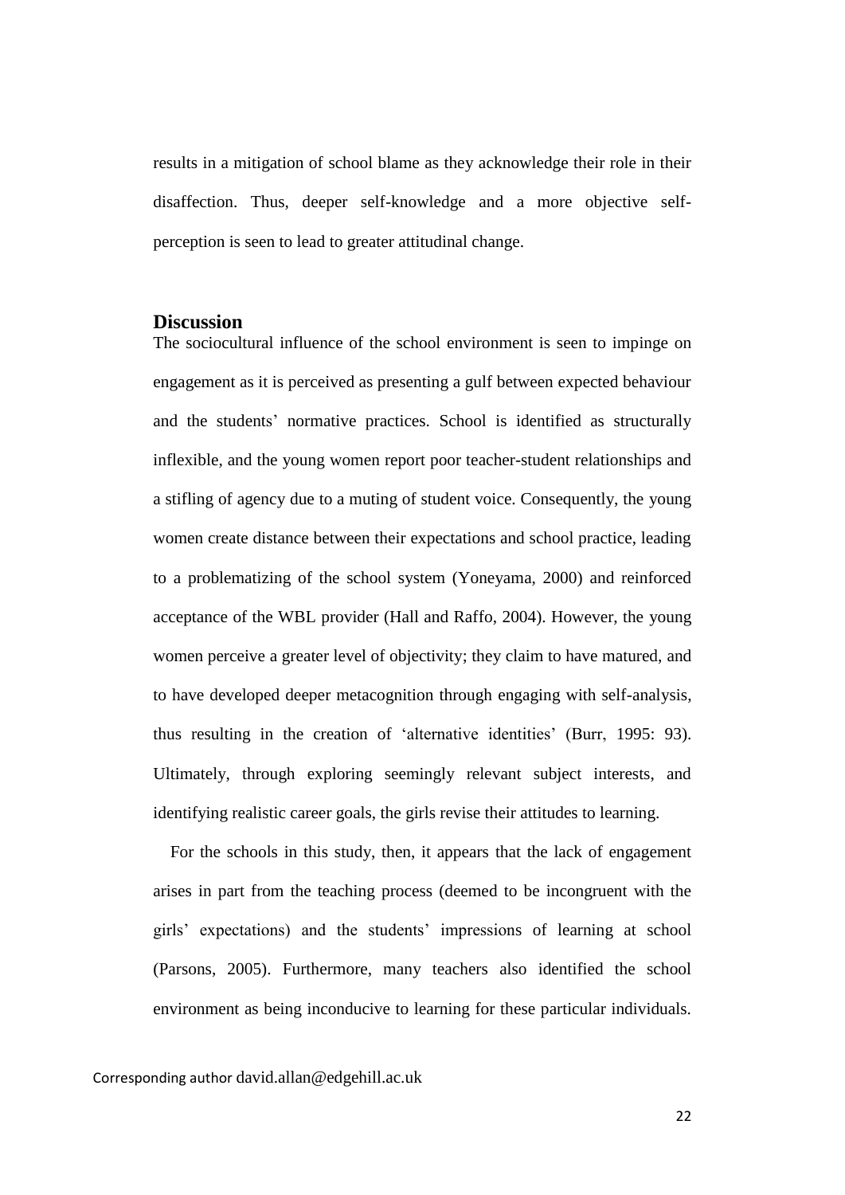results in a mitigation of school blame as they acknowledge their role in their disaffection. Thus, deeper self-knowledge and a more objective self-perception is seen to lead to greater attitudinal change.

## Discussion

The sociocultural influence of the school environment is seen to impinge on engagement as it is perceived as presenting a gulf between expected behaviour and the students' normative practices. School is identified as structurally inflexible, and the young women report poor teacher-student relationships and a stifling of agency due to a muting of student voice. Consequently, the young women create distance between their expectations and school practice, leading to a problematizing of the school system (Yoneyama, 2000) and reinforced acceptance of the WBL provider (Hall and Raffo, 2004). However, the young women perceive a greater level of objectivity; they claim to have matured, and to have developed deeper metacognition through engaging with self-analysis, thus resulting in the creation of 'alternative identities' (Burr, 1995: 93). Ultimately, through exploring seemingly relevant subject interests, and identifying realistic career goals, the girls revise their attitudes to learning.

For the schools in this study, then, it appears that the lack of engagement arises in part from the teaching process (deemed to be incongruent with the girls' expectations) and the students' impressions of learning at school (Parsons, 2005). Furthermore, many teachers also identified the school environment as being inconducive to learning for these particular individuals.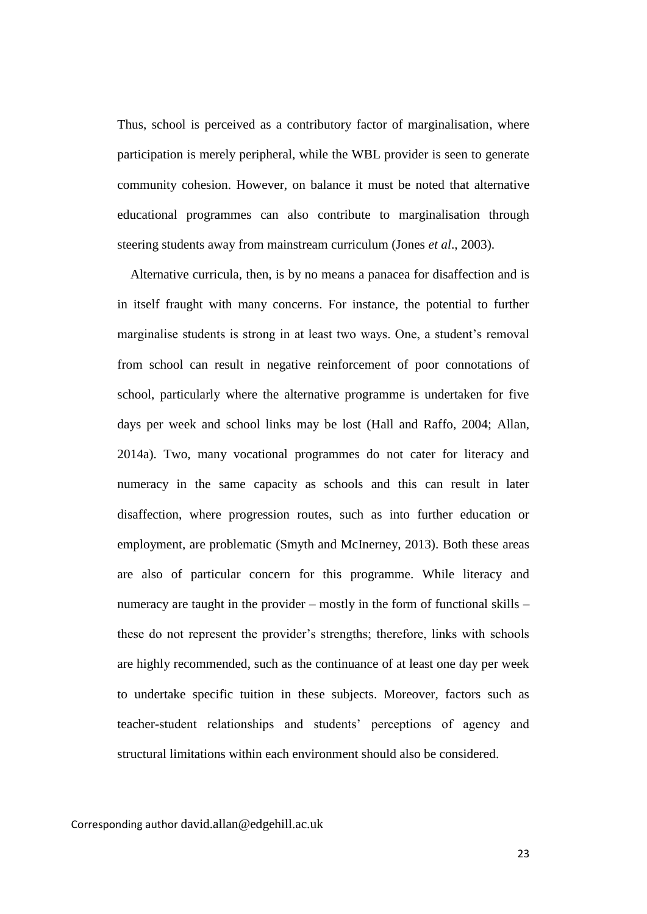Thus, school is perceived as a contributory factor of marginalisation, where participation is merely peripheral, while the WBL provider is seen to generate community cohesion. However, on balance it must be noted that alternative educational programmes can also contribute to marginalisation through steering students away from mainstream curriculum (Jones *et al*., 2003).

Alternative curricula, then, is by no means a panacea for disaffection and is in itself fraught with many concerns. For instance, the potential to further marginalise students is strong in at least two ways. One, a student's removal from school can result in negative reinforcement of poor connotations of school, particularly where the alternative programme is undertaken for five days per week and school links may be lost (Hall and Raffo, 2004; Allan, 2014a). Two, many vocational programmes do not cater for literacy and numeracy in the same capacity as schools and this can result in later disaffection, where progression routes, such as into further education or employment, are problematic (Smyth and McInerney, 2013). Both these areas are also of particular concern for this programme. While literacy and numeracy are taught in the provider – mostly in the form of functional skills – these do not represent the provider's strengths; therefore, links with schools are highly recommended, such as the continuance of at least one day per week to undertake specific tuition in these subjects. Moreover, factors such as teacher-student relationships and students' perceptions of agency and structural limitations within each environment should also be considered.

Corresponding author david.allan@edgehill.ac.uk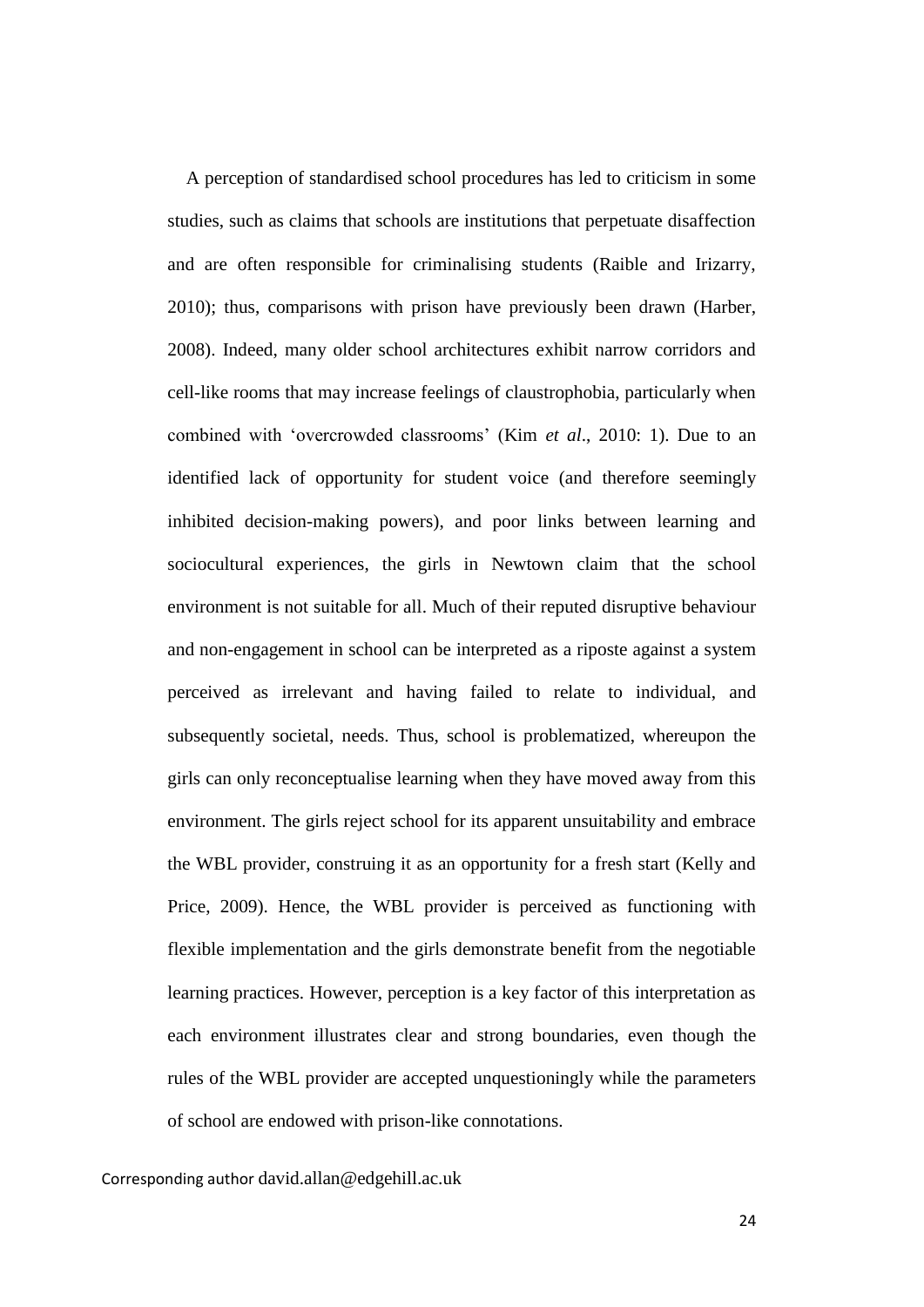A perception of standardised school procedures has led to criticism in some studies, such as claims that schools are institutions that perpetuate disaffection and are often responsible for criminalising students (Raible and Irizarry, 2010); thus, comparisons with prison have previously been drawn (Harber, 2008). Indeed, many older school architectures exhibit narrow corridors and cell-like rooms that may increase feelings of claustrophobia, particularly when combined with 'overcrowded classrooms' (Kim *et al*., 2010: 1). Due to an identified lack of opportunity for student voice (and therefore seemingly inhibited decision-making powers), and poor links between learning and sociocultural experiences, the girls in Newtown claim that the school environment is not suitable for all. Much of their reputed disruptive behaviour and non-engagement in school can be interpreted as a riposte against a system perceived as irrelevant and having failed to relate to individual, and subsequently societal, needs. Thus, school is problematized, whereupon the girls can only reconceptualise learning when they have moved away from this environment. The girls reject school for its apparent unsuitability and embrace the WBL provider, construing it as an opportunity for a fresh start (Kelly and Price, 2009). Hence, the WBL provider is perceived as functioning with flexible implementation and the girls demonstrate benefit from the negotiable learning practices. However, perception is a key factor of this interpretation as each environment illustrates clear and strong boundaries, even though the rules of the WBL provider are accepted unquestioningly while the parameters of school are endowed with prison-like connotations.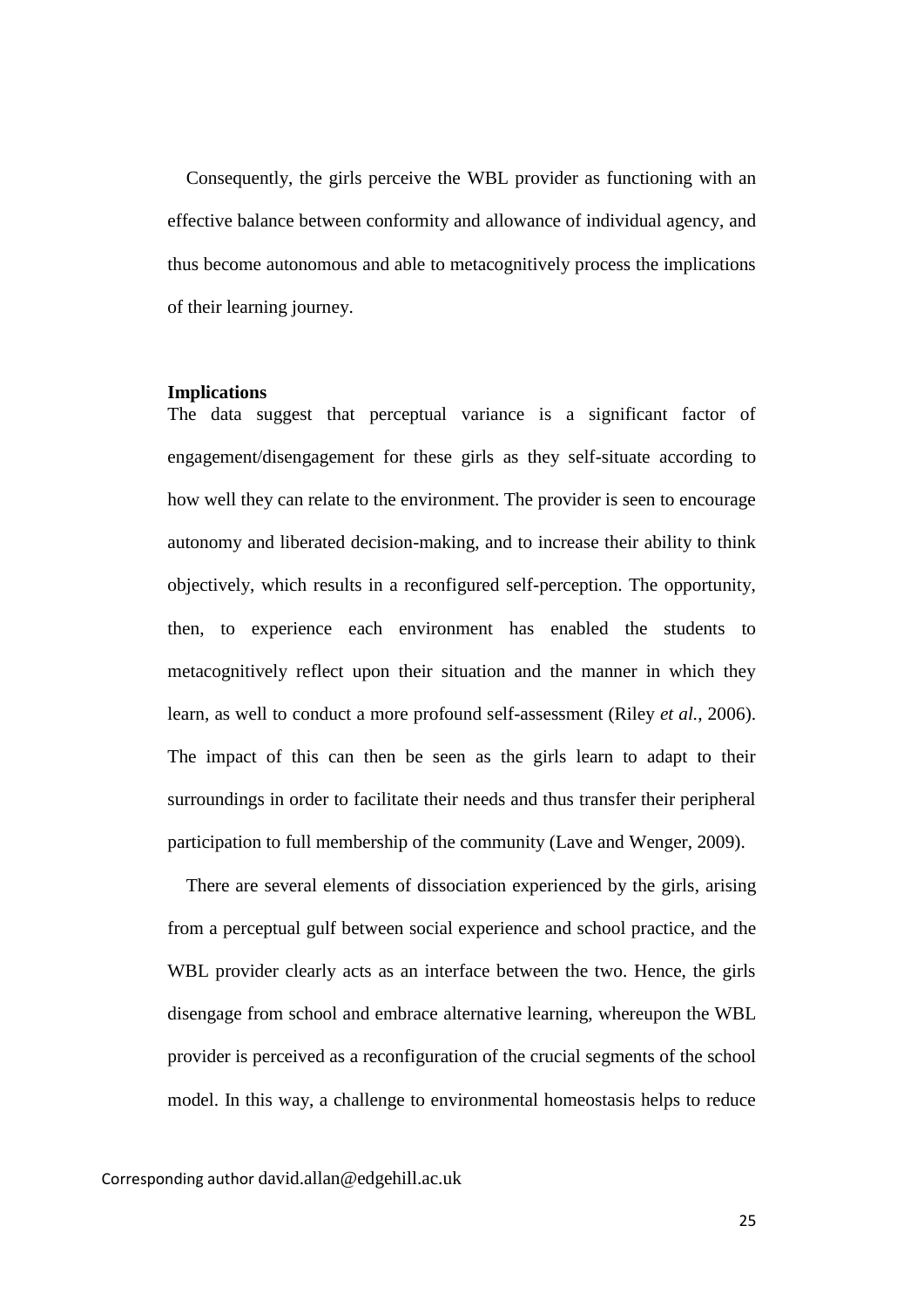Consequently, the girls perceive the WBL provider as functioning with an effective balance between conformity and allowance of individual agency, and thus become autonomous and able to metacognitively process the implications of their learning journey.

**Implications**

The data suggest that perceptual variance is a significant factor of engagement/disengagement for these girls as they self-situate according to how well they can relate to the environment. The provider is seen to encourage autonomy and liberated decision-making, and to increase their ability to think objectively, which results in a reconfigured self-perception. The opportunity, then, to experience each environment has enabled the students to metacognitively reflect upon their situation and the manner in which they learn, as well to conduct a more profound self-assessment (Riley *et al.*, 2006). The impact of this can then be seen as the girls learn to adapt to their surroundings in order to facilitate their needs and thus transfer their peripheral participation to full membership of the community (Lave and Wenger, 2009).

There are several elements of dissociation experienced by the girls, arising from a perceptual gulf between social experience and school practice, and the WBL provider clearly acts as an interface between the two. Hence, the girls disengage from school and embrace alternative learning, whereupon the WBL provider is perceived as a reconfiguration of the crucial segments of the school model. In this way, a challenge to environmental homeostasis helps to reduce

Corresponding author david.allan@edgehill.ac.uk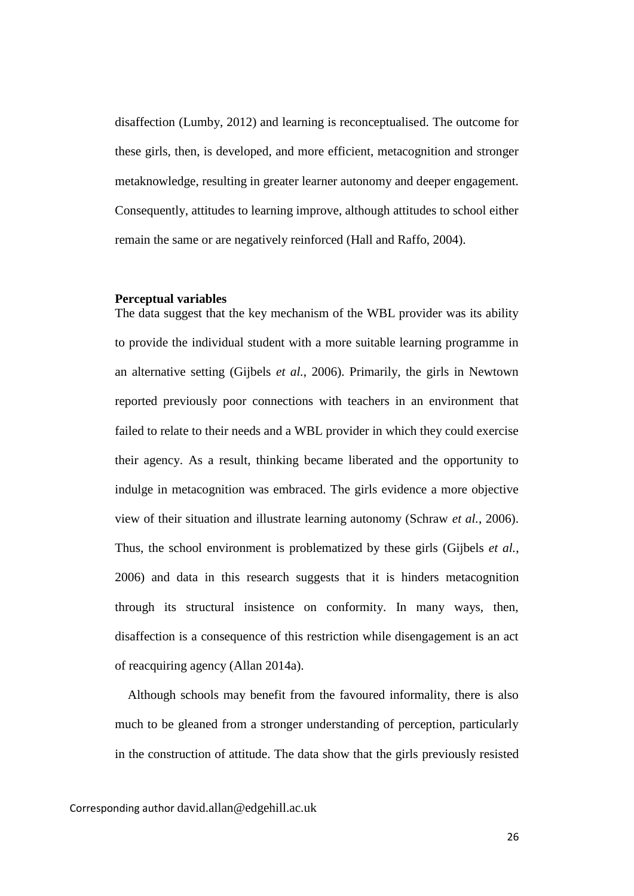disaffection (Lumby, 2012) and learning is reconceptualised. The outcome for these girls, then, is developed, and more efficient, metacognition and stronger metaknowledge, resulting in greater learner autonomy and deeper engagement. Consequently, attitudes to learning improve, although attitudes to school either remain the same or are negatively reinforced (Hall and Raffo, 2004).

**Perceptual variables**

The data suggest that the key mechanism of the WBL provider was its ability to provide the individual student with a more suitable learning programme in an alternative setting (Gijbels *et al.*, 2006). Primarily, the girls in Newtown reported previously poor connections with teachers in an environment that failed to relate to their needs and a WBL provider in which they could exercise their agency. As a result, thinking became liberated and the opportunity to indulge in metacognition was embraced. The girls evidence a more objective view of their situation and illustrate learning autonomy (Schraw *et al.*, 2006). Thus, the school environment is problematized by these girls (Gijbels *et al.*, 2006) and data in this research suggests that it is hinders metacognition through its structural insistence on conformity. In many ways, then, disaffection is a consequence of this restriction while disengagement is an act of reacquiring agency (Allan 2014a).

Although schools may benefit from the favoured informality, there is also much to be gleaned from a stronger understanding of perception, particularly in the construction of attitude. The data show that the girls previously resisted

Corresponding author david.allan@edgehill.ac.uk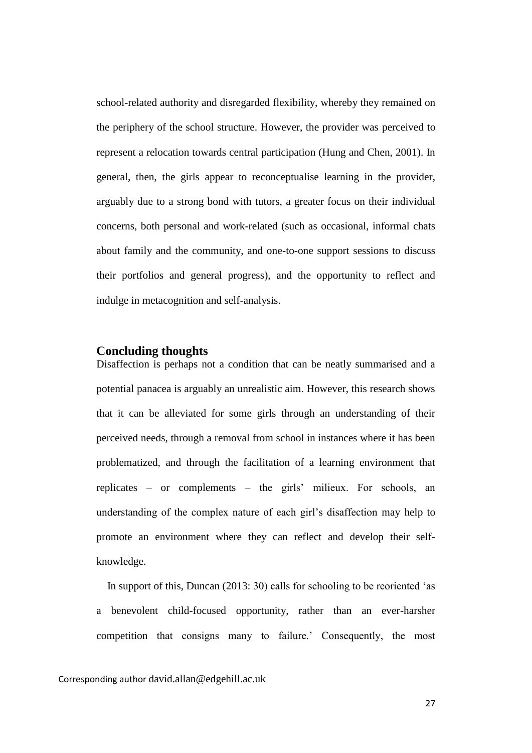school-related authority and disregarded flexibility, whereby they remained on the periphery of the school structure. However, the provider was perceived to represent a relocation towards central participation (Hung and Chen, 2001). In general, then, the girls appear to reconceptualise learning in the provider, arguably due to a strong bond with tutors, a greater focus on their individual concerns, both personal and work-related (such as occasional, informal chats about family and the community, and one-to-one support sessions to discuss their portfolios and general progress), and the opportunity to reflect and indulge in metacognition and self-analysis.

## Concluding thoughts

Disaffection is perhaps not a condition that can be neatly summarised and a potential panacea is arguably an unrealistic aim. However, this research shows that it can be alleviated for some girls through an understanding of their perceived needs, through a removal from school in instances where it has been problematized, and through the facilitation of a learning environment that replicates – or complements – the girls' milieux. For schools, an understanding of the complex nature of each girl's disaffection may help to promote an environment where they can reflect and develop their self-knowledge.

In support of this, Duncan (2013: 30) calls for schooling to be reoriented 'as a benevolent child-focused opportunity, rather than an ever-harsher competition that consigns many to failure.' Consequently, the most

Corresponding author david.allan@edgehill.ac.uk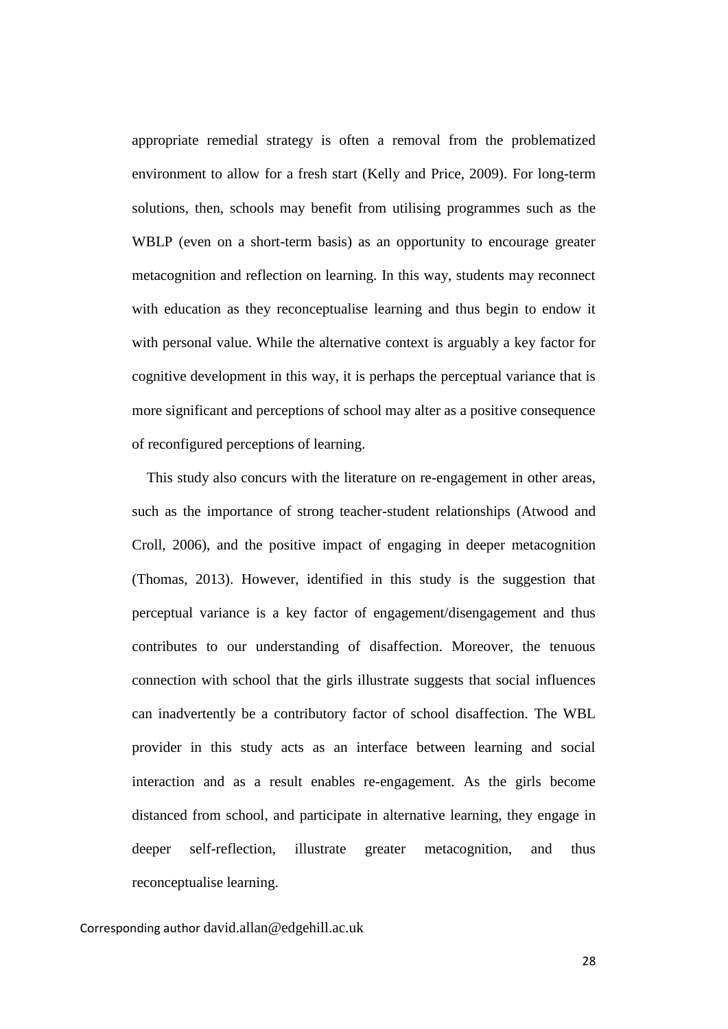appropriate remedial strategy is often a removal from the problematized environment to allow for a fresh start (Kelly and Price, 2009). For long-term solutions, then, schools may benefit from utilising programmes such as the WBLP (even on a short-term basis) as an opportunity to encourage greater metacognition and reflection on learning. In this way, students may reconnect with education as they reconceptualise learning and thus begin to endow it with personal value. While the alternative context is arguably a key factor for cognitive development in this way, it is perhaps the perceptual variance that is more significant and perceptions of school may alter as a positive consequence of reconfigured perceptions of learning.

This study also concurs with the literature on re-engagement in other areas, such as the importance of strong teacher-student relationships (Atwood and Croll, 2006), and the positive impact of engaging in deeper metacognition (Thomas, 2013). However, identified in this study is the suggestion that perceptual variance is a key factor of engagement/disengagement and thus contributes to our understanding of disaffection. Moreover, the tenuous connection with school that the girls illustrate suggests that social influences can inadvertently be a contributory factor of school disaffection. The WBL provider in this study acts as an interface between learning and social interaction and as a result enables re-engagement. As the girls become distanced from school, and participate in alternative learning, they engage in deeper self-reflection, illustrate greater metacognition, and thus reconceptualise learning.

Corresponding author david.allan@edgehill.ac.uk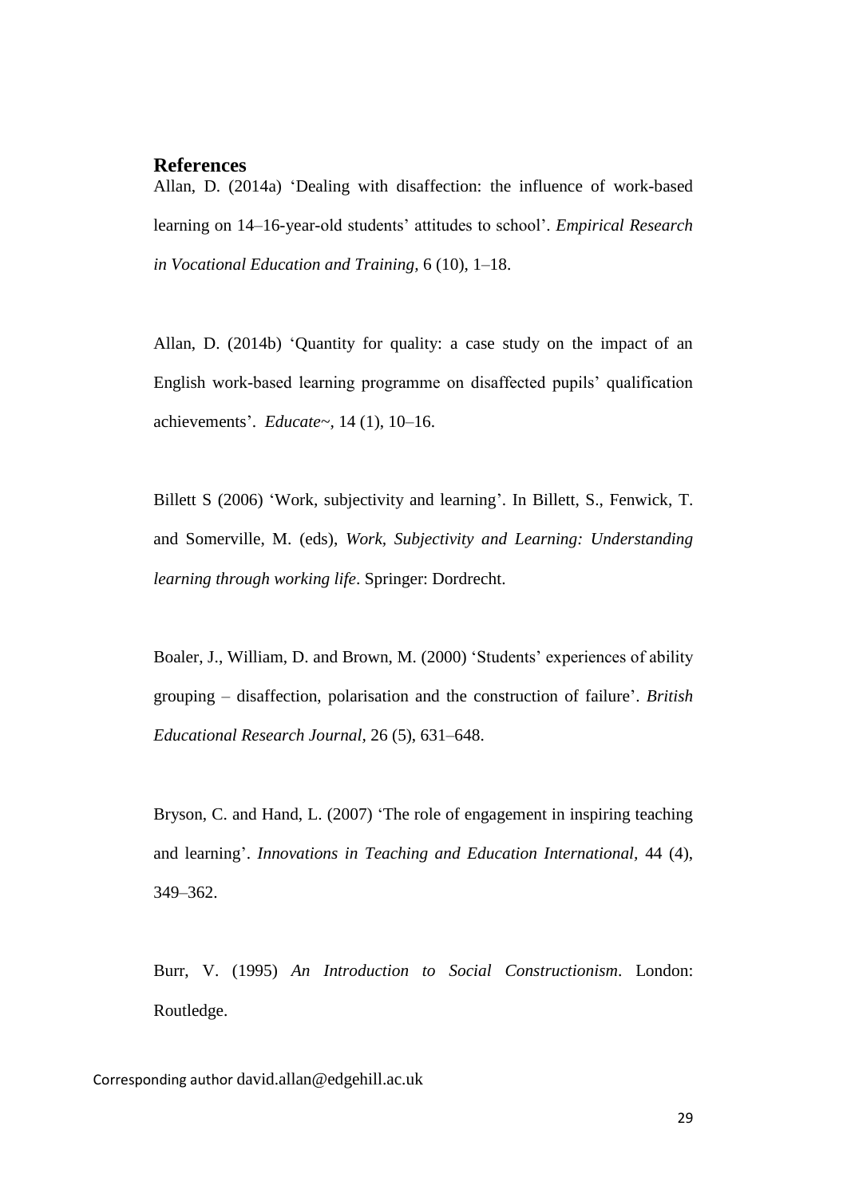## References

Allan, D. (2014a) 'Dealing with disaffection: the influence of work-based learning on 14–16-year-old students' attitudes to school'. *Empirical Research in Vocational Education and Training,* 6 (10), 1–18.

Allan, D. (2014b) 'Quantity for quality: a case study on the impact of an English work-based learning programme on disaffected pupils' qualification achievements'. *Educate~*, 14 (1), 10–16.

Billett S (2006) 'Work, subjectivity and learning'. In Billett, S., Fenwick, T. and Somerville, M. (eds), *Work, Subjectivity and Learning: Understanding learning through working life*. Springer: Dordrecht.

Boaler, J., William, D. and Brown, M. (2000) 'Students' experiences of ability grouping – disaffection, polarisation and the construction of failure'. *British Educational Research Journal*, 26 (5), 631–648.

Bryson, C. and Hand, L. (2007) 'The role of engagement in inspiring teaching and learning'. *Innovations in Teaching and Education International*, 44 (4), 349–362.

Burr, V. (1995) *An Introduction to Social Constructionism*. London: Routledge.

Corresponding author david.allan@edgehill.ac.uk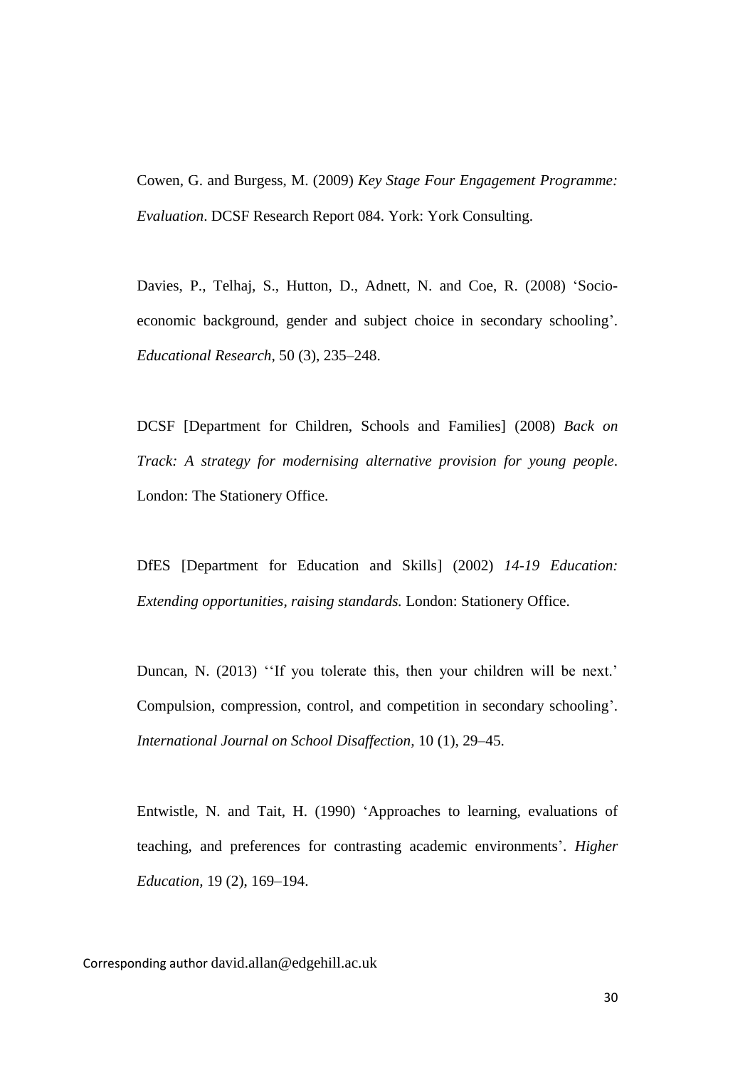Cowen, G. and Burgess, M. (2009) *Key Stage Four Engagement Programme: Evaluation*. DCSF Research Report 084. York: York Consulting.

Davies, P., Telhaj, S., Hutton, D., Adnett, N. and Coe, R. (2008) 'Socio-economic background, gender and subject choice in secondary schooling'. *Educational Research*, 50 (3), 235–248.

DCSF [Department for Children, Schools and Families] (2008) *Back on Track: A strategy for modernising alternative provision for young people*. London: The Stationery Office.

DfES [Department for Education and Skills] (2002) *14-19 Education: Extending opportunities, raising standards.* London: Stationery Office.

Duncan, N. (2013) ''If you tolerate this, then your children will be next.' Compulsion, compression, control, and competition in secondary schooling'. *International Journal on School Disaffection,* 10 (1), 29–45.

Entwistle, N. and Tait, H. (1990) 'Approaches to learning, evaluations of teaching, and preferences for contrasting academic environments'. *Higher Education*, 19 (2), 169–194.

Corresponding author david.allan@edgehill.ac.uk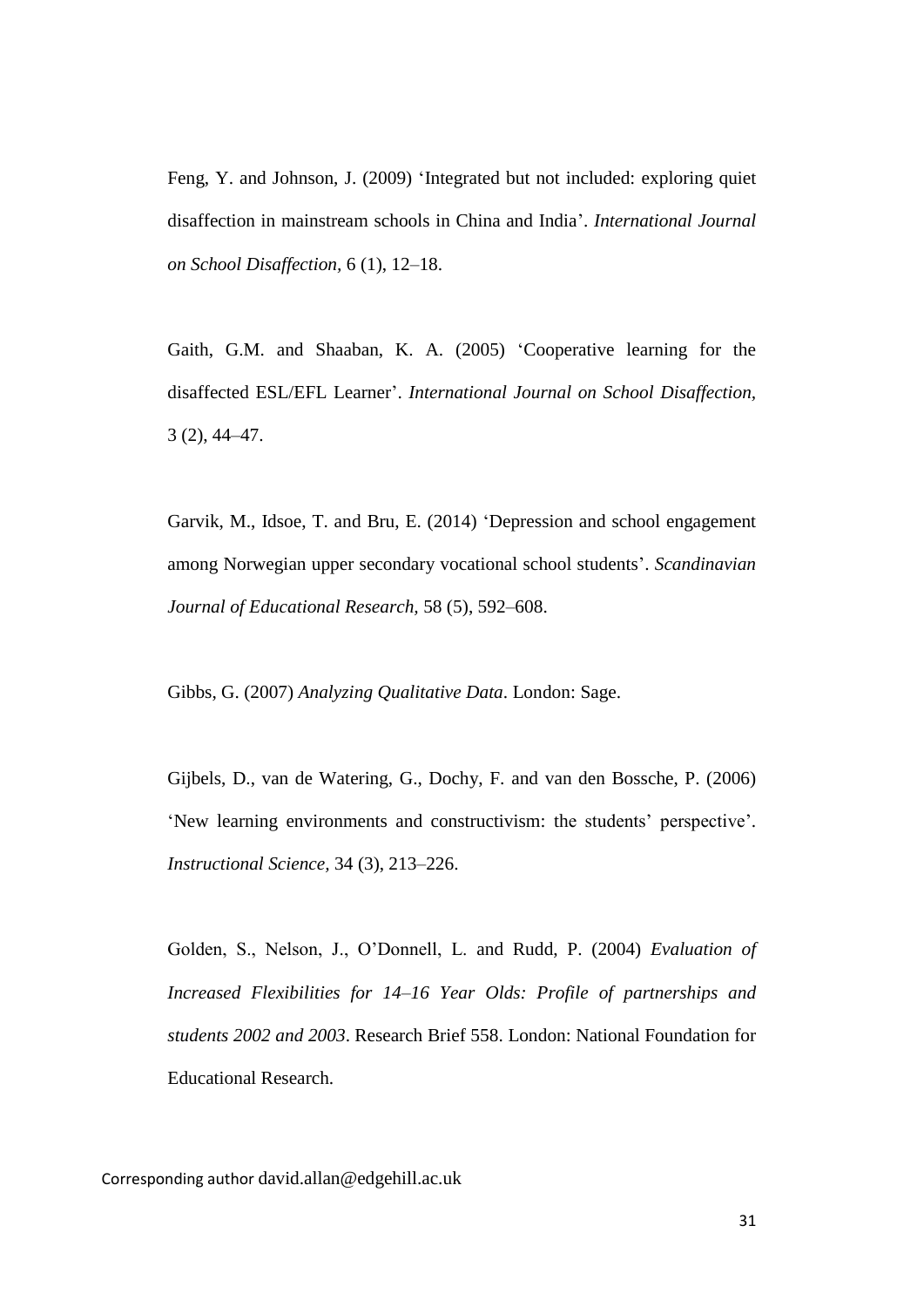Feng, Y. and Johnson, J. (2009) 'Integrated but not included: exploring quiet disaffection in mainstream schools in China and India'. *International Journal on School Disaffection*, 6 (1), 12–18.

Gaith, G.M. and Shaaban, K. A. (2005) 'Cooperative learning for the disaffected ESL/EFL Learner'. *International Journal on School Disaffection*, 3 (2), 44–47.

Garvik, M., Idsoe, T. and Bru, E. (2014) 'Depression and school engagement among Norwegian upper secondary vocational school students'. *Scandinavian Journal of Educational Research*, 58 (5), 592–608.

Gibbs, G. (2007) *Analyzing Qualitative Data*. London: Sage.

Gijbels, D., van de Watering, G., Dochy, F. and van den Bossche, P. (2006) 'New learning environments and constructivism: the students' perspective'. *Instructional Science,* 34 (3), 213–226.

Golden, S., Nelson, J., O'Donnell, L. and Rudd, P. (2004) *Evaluation of Increased Flexibilities for 14–16 Year Olds: Profile of partnerships and students 2002 and 2003*. Research Brief 558. London: National Foundation for Educational Research.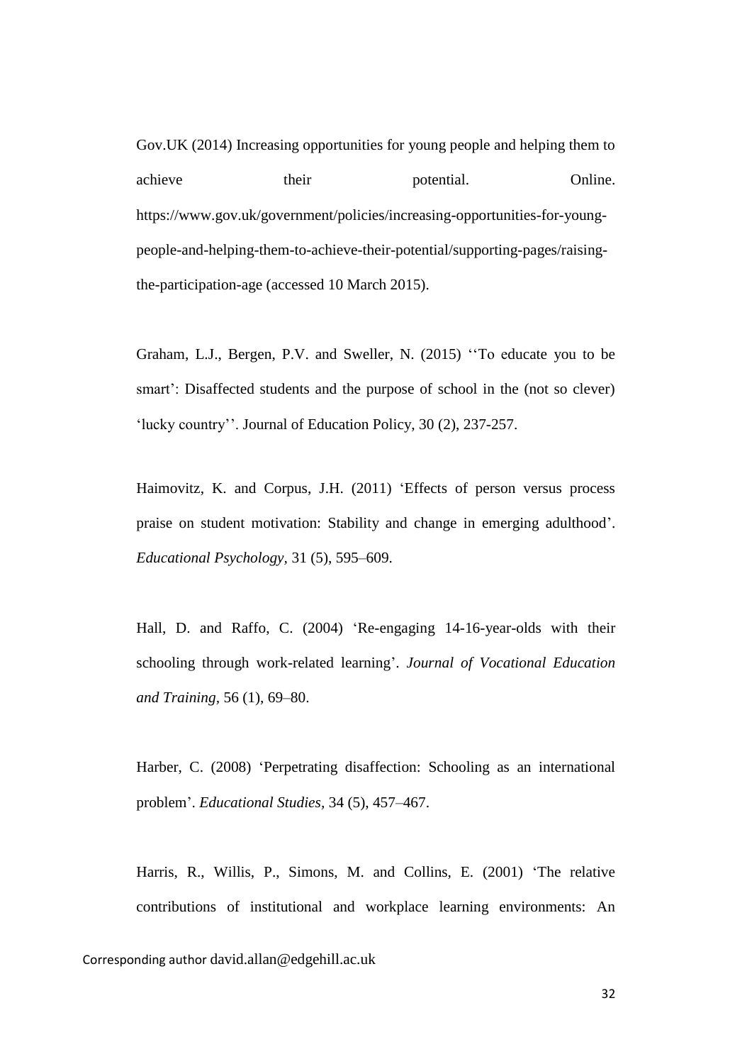Gov.UK (2014) Increasing opportunities for young people and helping them to achieve their potential. Online. https://www.gov.uk/government/policies/increasing-opportunities-for-young-people-and-helping-them-to-achieve-their-potential/supporting-pages/raising-the-participation-age (accessed 10 March 2015).

Graham, L.J., Bergen, P.V. and Sweller, N. (2015) ''To educate you to be smart': Disaffected students and the purpose of school in the (not so clever) 'lucky country''. Journal of Education Policy, 30 (2), 237-257.

Haimovitz, K. and Corpus, J.H. (2011) 'Effects of person versus process praise on student motivation: Stability and change in emerging adulthood'. *Educational Psychology*, 31 (5), 595–609.

Hall, D. and Raffo, C. (2004) 'Re-engaging 14-16-year-olds with their schooling through work-related learning'. *Journal of Vocational Education and Training*, 56 (1), 69–80.

Harber, C. (2008) 'Perpetrating disaffection: Schooling as an international problem'. *Educational Studies*, 34 (5), 457–467.

Harris, R., Willis, P., Simons, M. and Collins, E. (2001) 'The relative contributions of institutional and workplace learning environments: An

Corresponding author david.allan@edgehill.ac.uk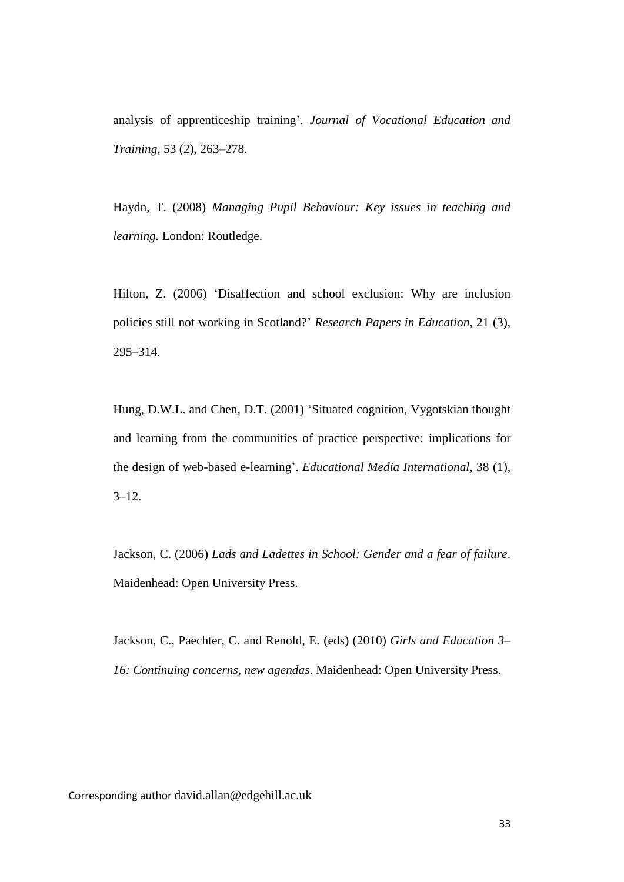analysis of apprenticeship training'. *Journal of Vocational Education and Training*, 53 (2), 263–278.

Haydn, T. (2008) *Managing Pupil Behaviour: Key issues in teaching and learning.* London: Routledge.

Hilton, Z. (2006) 'Disaffection and school exclusion: Why are inclusion policies still not working in Scotland?' *Research Papers in Education*, 21 (3), 295–314.

Hung, D.W.L. and Chen, D.T. (2001) 'Situated cognition, Vygotskian thought and learning from the communities of practice perspective: implications for the design of web-based e-learning'. *Educational Media International*, 38 (1), 3–12.

Jackson, C. (2006) *Lads and Ladettes in School: Gender and a fear of failure*. Maidenhead: Open University Press.

Jackson, C., Paechter, C. and Renold, E. (eds) (2010) *Girls and Education 3–16: Continuing concerns, new agendas*. Maidenhead: Open University Press.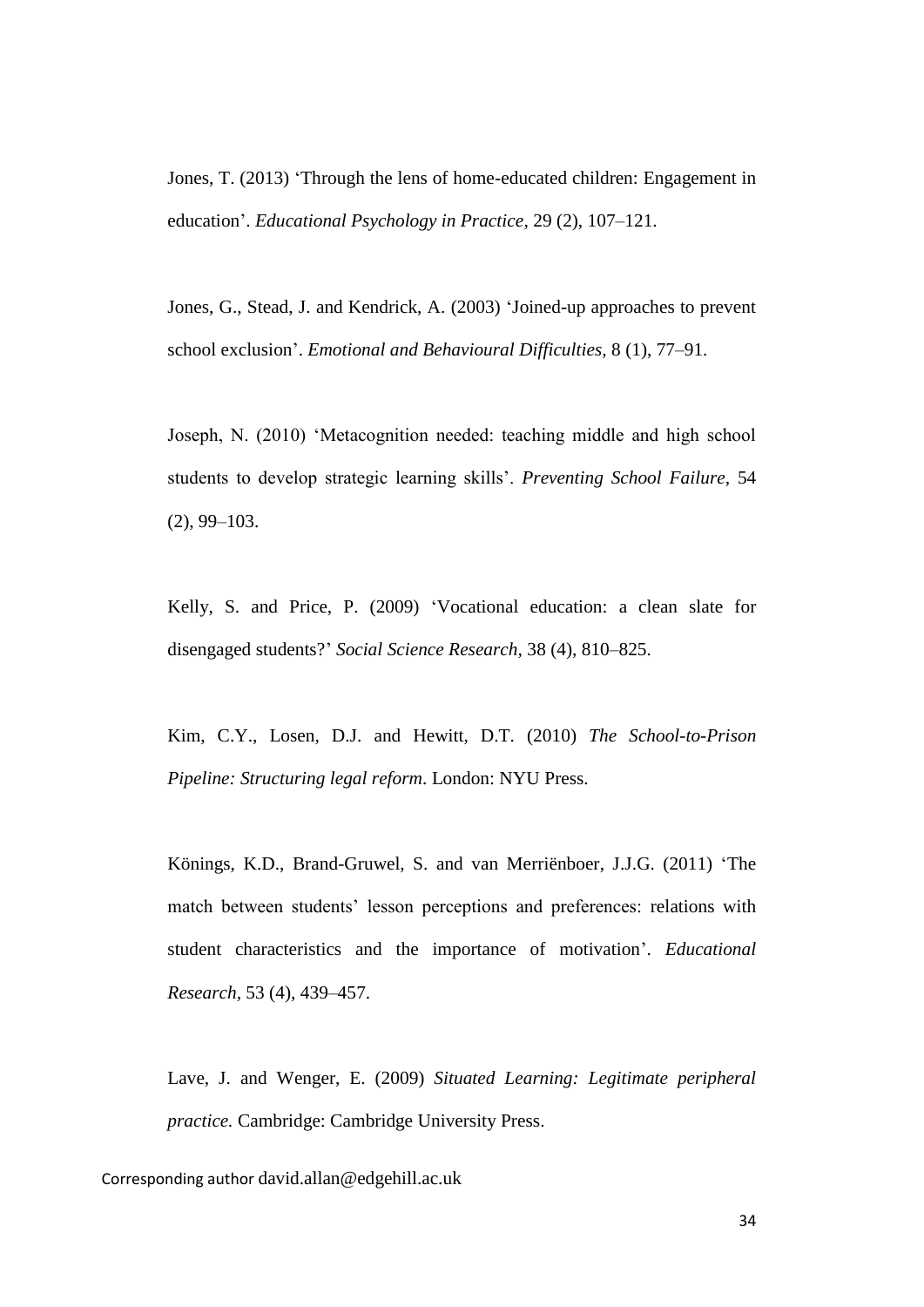Jones, T. (2013) 'Through the lens of home-educated children: Engagement in education'. *Educational Psychology in Practice,* 29 (2), 107–121.

Jones, G., Stead, J. and Kendrick, A. (2003) 'Joined-up approaches to prevent school exclusion'. *Emotional and Behavioural Difficulties,* 8 (1), 77–91.

Joseph, N. (2010) 'Metacognition needed: teaching middle and high school students to develop strategic learning skills'. *Preventing School Failure,* 54 (2), 99–103.

Kelly, S. and Price, P. (2009) 'Vocational education: a clean slate for disengaged students?' *Social Science Research,* 38 (4), 810–825.

Kim, C.Y., Losen, D.J. and Hewitt, D.T. (2010) *The School-to-Prison Pipeline: Structuring legal reform*. London: NYU Press.

Könings, K.D., Brand-Gruwel, S. and van Merriënboer, J.J.G. (2011) 'The match between students' lesson perceptions and preferences: relations with student characteristics and the importance of motivation'. *Educational Research,* 53 (4), 439–457.

Lave, J. and Wenger, E. (2009) *Situated Learning: Legitimate peripheral practice.* Cambridge: Cambridge University Press.

Corresponding author david.allan@edgehill.ac.uk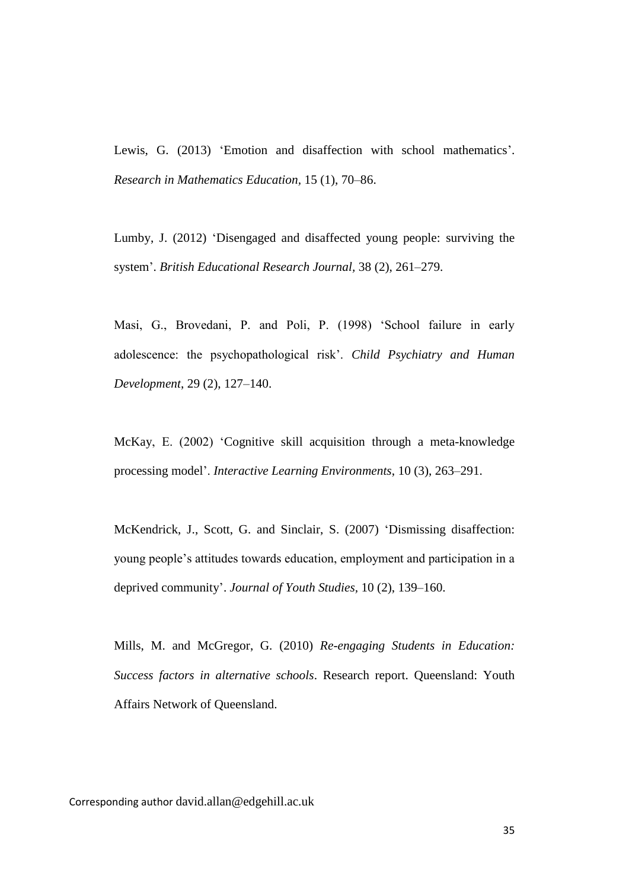Lewis, G. (2013) 'Emotion and disaffection with school mathematics'. *Research in Mathematics Education,* 15 (1), 70–86.

Lumby, J. (2012) 'Disengaged and disaffected young people: surviving the system'. *British Educational Research Journal,* 38 (2), 261–279.

Masi, G., Brovedani, P. and Poli, P. (1998) 'School failure in early adolescence: the psychopathological risk'. *Child Psychiatry and Human Development*, 29 (2), 127–140.

McKay, E. (2002) 'Cognitive skill acquisition through a meta-knowledge processing model'. *Interactive Learning Environments*, 10 (3), 263–291.

McKendrick, J., Scott, G. and Sinclair, S. (2007) 'Dismissing disaffection: young people's attitudes towards education, employment and participation in a deprived community'. *Journal of Youth Studies,* 10 (2), 139–160.

Mills, M. and McGregor, G. (2010) *Re-engaging Students in Education: Success factors in alternative schools*. Research report. Queensland: Youth Affairs Network of Queensland.

Corresponding author david.allan@edgehill.ac.uk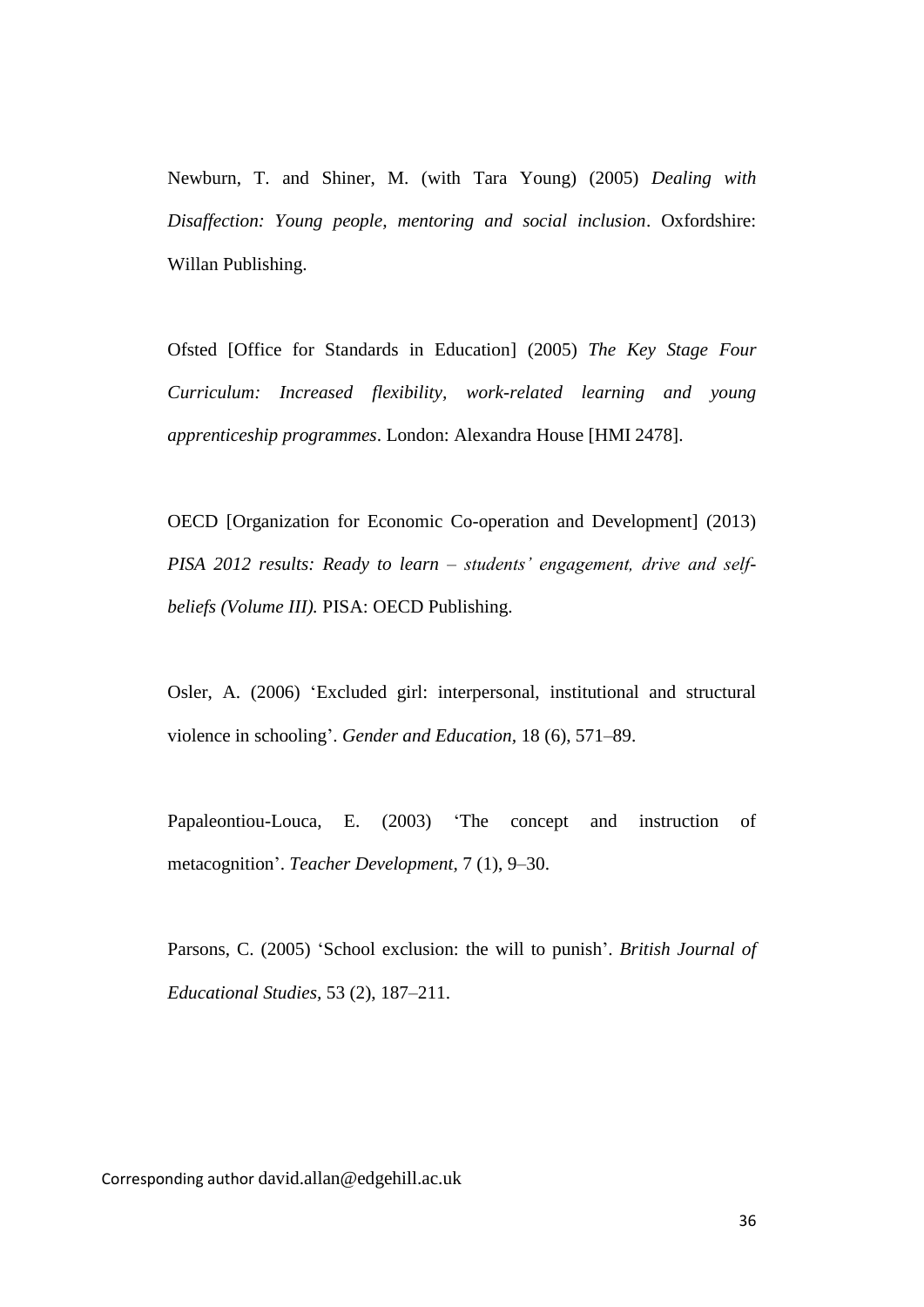Newburn, T. and Shiner, M. (with Tara Young) (2005) *Dealing with Disaffection: Young people, mentoring and social inclusion*. Oxfordshire: Willan Publishing.

Ofsted [Office for Standards in Education] (2005) *The Key Stage Four Curriculum: Increased flexibility, work-related learning and young apprenticeship programmes*. London: Alexandra House [HMI 2478].

OECD [Organization for Economic Co-operation and Development] (2013) *PISA 2012 results: Ready to learn – students' engagement, drive and self-beliefs (Volume III).* PISA: OECD Publishing.

Osler, A. (2006) 'Excluded girl: interpersonal, institutional and structural violence in schooling'. *Gender and Education*, 18 (6), 571–89.

Papaleontiou-Louca, E. (2003) 'The concept and instruction of metacognition'. *Teacher Development*, 7 (1), 9–30.

Parsons, C. (2005) 'School exclusion: the will to punish'. *British Journal of Educational Studies*, 53 (2), 187–211.

Corresponding author david.allan@edgehill.ac.uk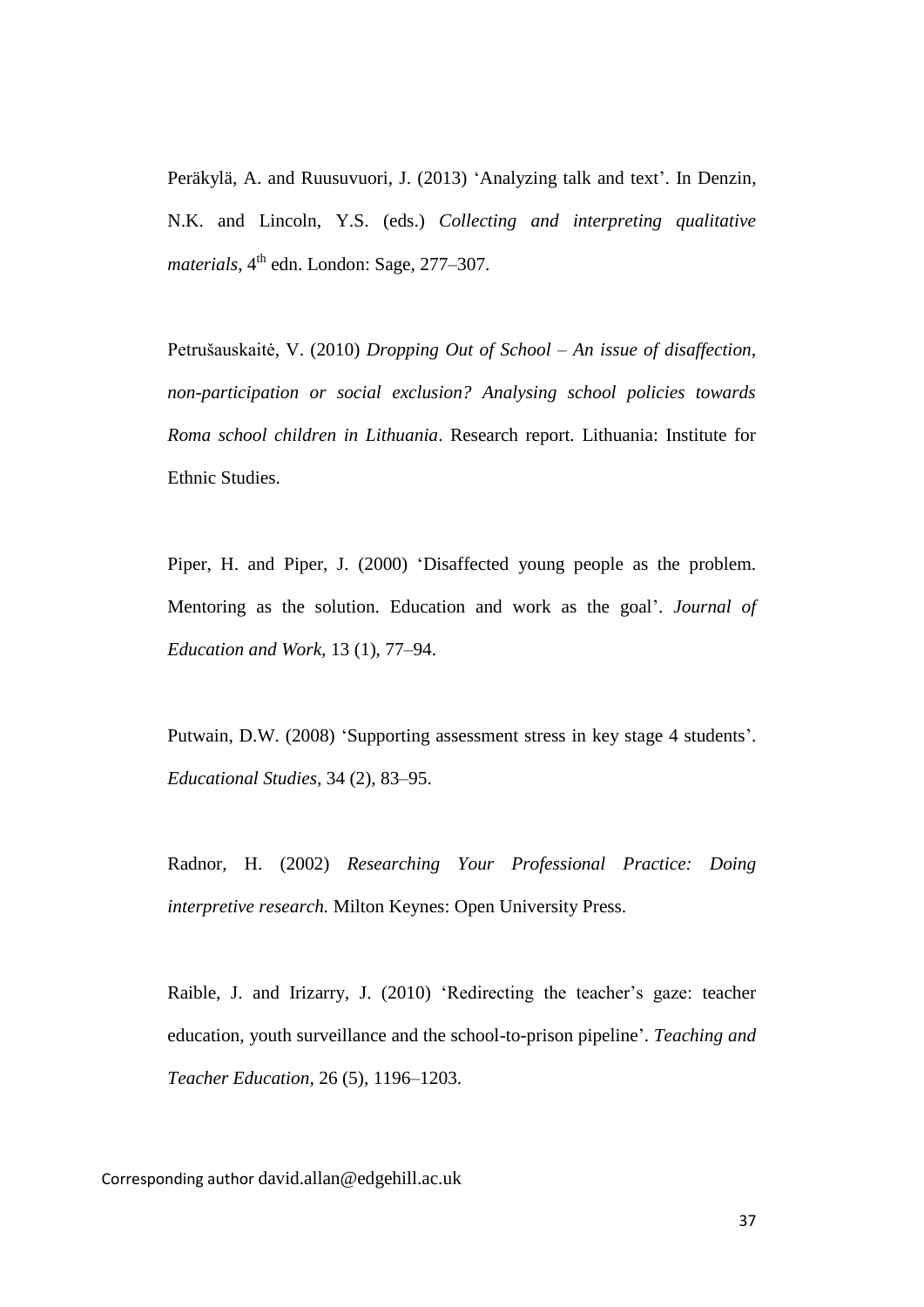Peräkylä, A. and Ruusuvuori, J. (2013) 'Analyzing talk and text'. In Denzin, N.K. and Lincoln, Y.S. (eds.) *Collecting and interpreting qualitative materials*, 4th edn. London: Sage, 277–307.

Petrušauskaitė, V. (2010) *Dropping Out of School – An issue of disaffection, non-participation or social exclusion? Analysing school policies towards Roma school children in Lithuania*. Research report. Lithuania: Institute for Ethnic Studies.

Piper, H. and Piper, J. (2000) 'Disaffected young people as the problem. Mentoring as the solution. Education and work as the goal'. *Journal of Education and Work,* 13 (1), 77–94.

Putwain, D.W. (2008) 'Supporting assessment stress in key stage 4 students'. *Educational Studies,* 34 (2), 83–95.

Radnor, H. (2002) *Researching Your Professional Practice: Doing interpretive research.* Milton Keynes: Open University Press.

Raible, J. and Irizarry, J. (2010) 'Redirecting the teacher's gaze: teacher education, youth surveillance and the school-to-prison pipeline'. *Teaching and Teacher Education,* 26 (5), 1196–1203.

Corresponding author david.allan@edgehill.ac.uk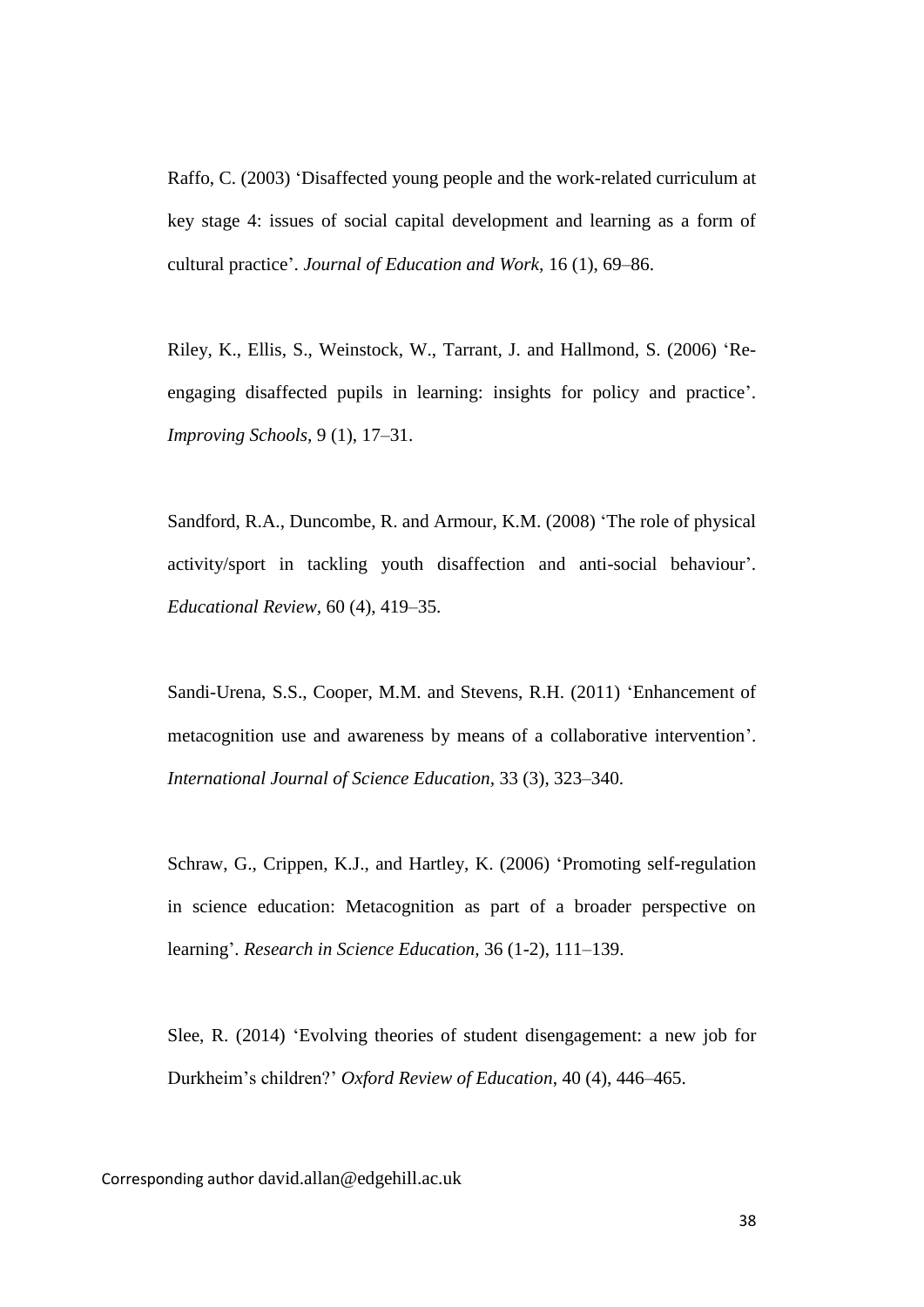Raffo, C. (2003) 'Disaffected young people and the work-related curriculum at key stage 4: issues of social capital development and learning as a form of cultural practice'. *Journal of Education and Work,* 16 (1), 69–86.

Riley, K., Ellis, S., Weinstock, W., Tarrant, J. and Hallmond, S. (2006) 'Re-engaging disaffected pupils in learning: insights for policy and practice'. *Improving Schools,* 9 (1), 17–31.

Sandford, R.A., Duncombe, R. and Armour, K.M. (2008) 'The role of physical activity/sport in tackling youth disaffection and anti-social behaviour'. *Educational Review*, 60 (4), 419–35.

Sandi-Urena, S.S., Cooper, M.M. and Stevens, R.H. (2011) 'Enhancement of metacognition use and awareness by means of a collaborative intervention'. *International Journal of Science Education*, 33 (3), 323–340.

Schraw, G., Crippen, K.J., and Hartley, K. (2006) 'Promoting self-regulation in science education: Metacognition as part of a broader perspective on learning'. *Research in Science Education,* 36 (1-2), 111–139.

Slee, R. (2014) 'Evolving theories of student disengagement: a new job for Durkheim's children?' *Oxford Review of Education*, 40 (4), 446–465.

Corresponding author david.allan@edgehill.ac.uk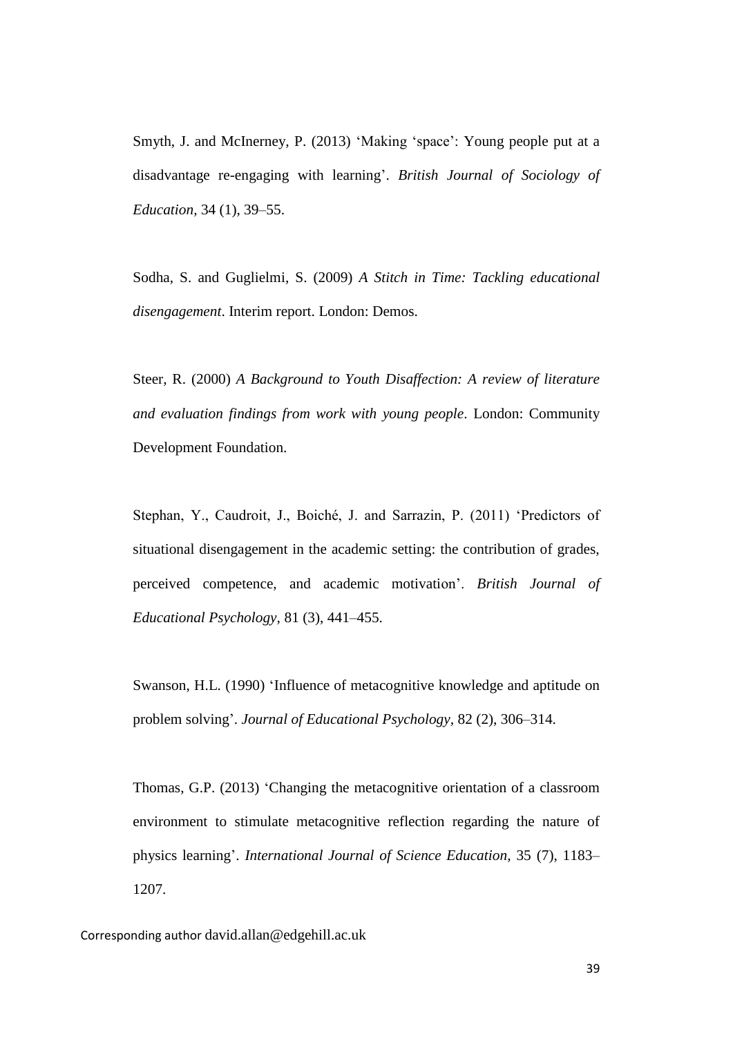Smyth, J. and McInerney, P. (2013) 'Making 'space': Young people put at a disadvantage re-engaging with learning'. *British Journal of Sociology of Education*, 34 (1), 39–55.

Sodha, S. and Guglielmi, S. (2009) *A Stitch in Time: Tackling educational disengagement*. Interim report. London: Demos.

Steer, R. (2000) *A Background to Youth Disaffection: A review of literature and evaluation findings from work with young people*. London: Community Development Foundation.

Stephan, Y., Caudroit, J., Boiché, J. and Sarrazin, P. (2011) 'Predictors of situational disengagement in the academic setting: the contribution of grades, perceived competence, and academic motivation'. *British Journal of Educational Psychology*, 81 (3), 441–455.

Swanson, H.L. (1990) 'Influence of metacognitive knowledge and aptitude on problem solving'. *Journal of Educational Psychology*, 82 (2), 306–314.

Thomas, G.P. (2013) 'Changing the metacognitive orientation of a classroom environment to stimulate metacognitive reflection regarding the nature of physics learning'. *International Journal of Science Education*, 35 (7), 1183–1207.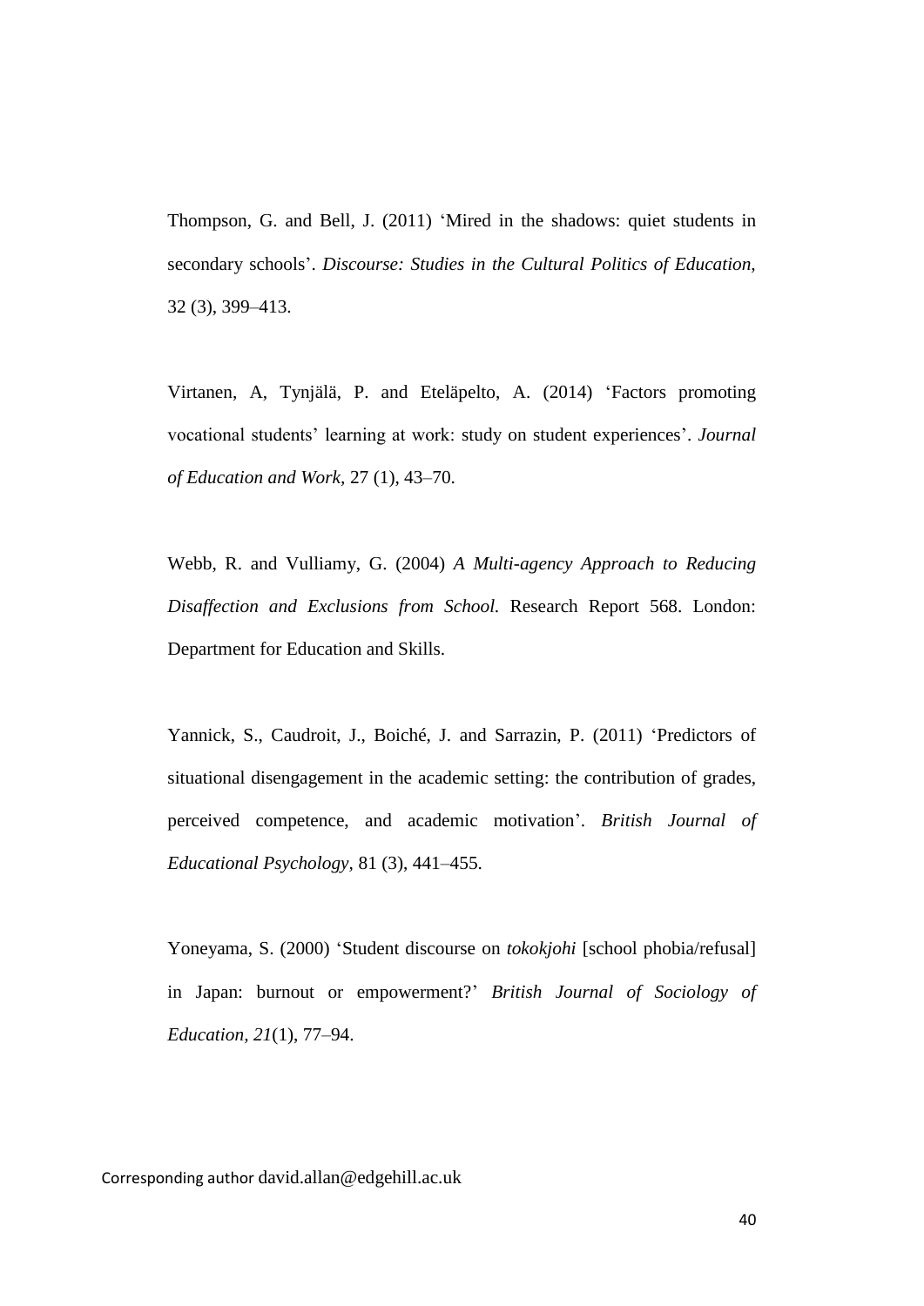Thompson, G. and Bell, J. (2011) 'Mired in the shadows: quiet students in secondary schools'. *Discourse: Studies in the Cultural Politics of Education,* 32 (3), 399–413.

Virtanen, A, Tynjälä, P. and Eteläpelto, A. (2014) 'Factors promoting vocational students' learning at work: study on student experiences'. *Journal of Education and Work,* 27 (1), 43–70.

Webb, R. and Vulliamy, G. (2004) *A Multi-agency Approach to Reducing Disaffection and Exclusions from School.* Research Report 568. London: Department for Education and Skills.

Yannick, S., Caudroit, J., Boiché, J. and Sarrazin, P. (2011) 'Predictors of situational disengagement in the academic setting: the contribution of grades, perceived competence, and academic motivation'. *British Journal of Educational Psychology,* 81 (3), 441–455.

Yoneyama, S. (2000) 'Student discourse on *tokokjohi* [school phobia/refusal] in Japan: burnout or empowerment?' *British Journal of Sociology of Education, 21*(1), 77–94.

Corresponding author david.allan@edgehill.ac.uk